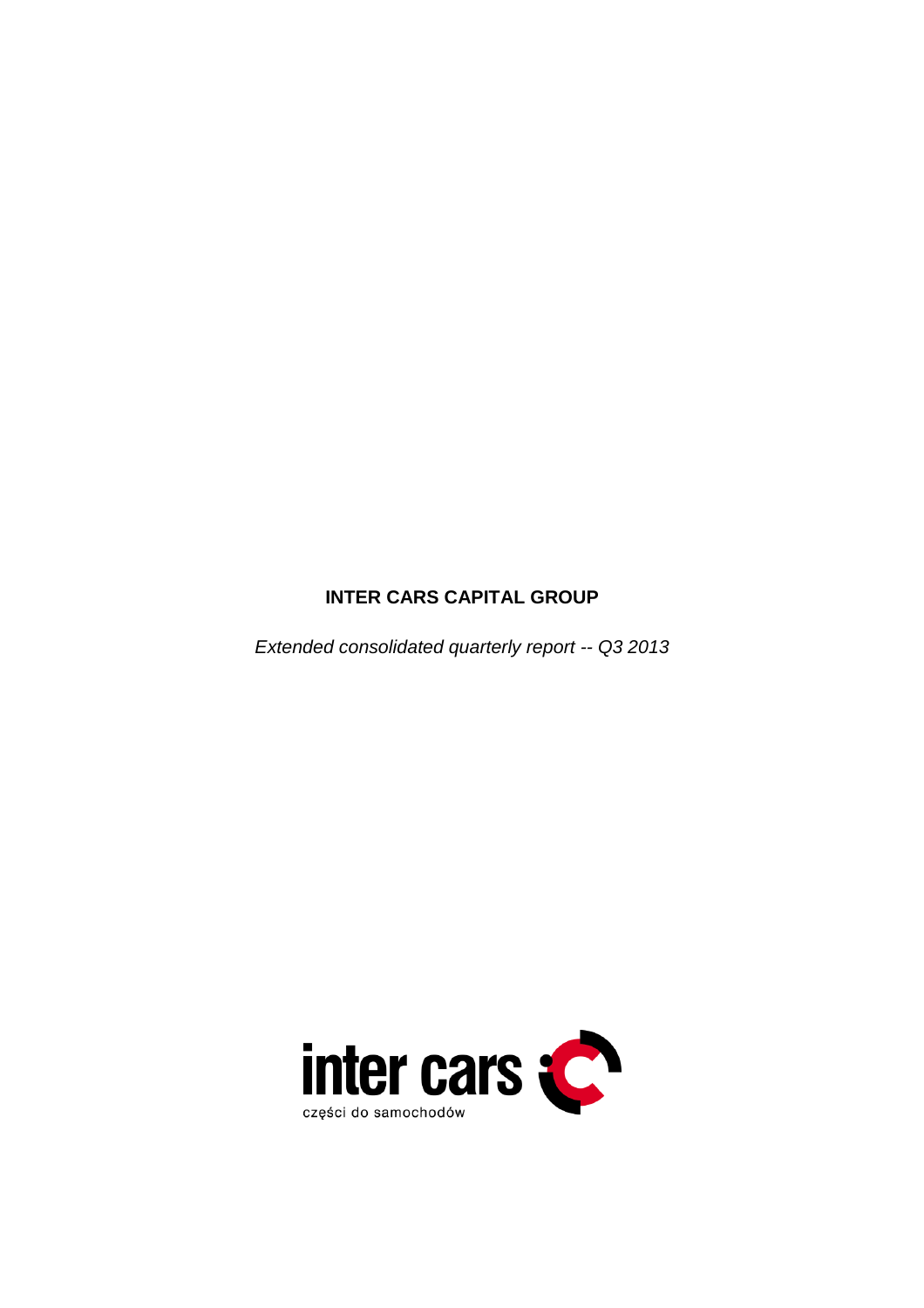**INTER CARS CAPITAL GROUP**

*Extended consolidated quarterly report -- Q3 2013*

inter cars

części do samochodów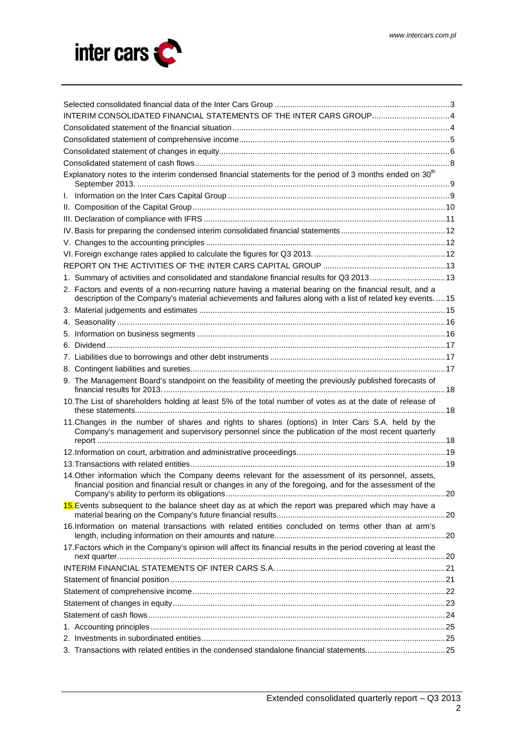| | |
|---|---|
| Selected consolidated financial data of the Inter Cars Group | 3 |
| INTERIM CONSOLIDATED FINANCIAL STATEMENTS OF THE INTER CARS GROUP | 4 |
| Consolidated statement of the financial situation | 4 |
| Consolidated statement of comprehensive income | 5 |
| Consolidated statement of changes in equity | 6 |
| Consolidated statement of cash flows | 8 |
| Explanatory notes to the interim condensed financial statements for the period of 3 months ended on 30th September 2013. | 9 |
| I. Information on the Inter Cars Capital Group | 9 |
| II. Composition of the Capital Group | 10 |
| III. Declaration of compliance with IFRS | 11 |
| IV. Basis for preparing the condensed interim consolidated financial statements | 12 |
| V. Changes to the accounting principles | 12 |
| VI. Foreign exchange rates applied to calculate the figures for Q3 2013. | 12 |
| REPORT ON THE ACTIVITIES OF THE INTER CARS CAPITAL GROUP | 13 |
| 1. Summary of activities and consolidated and standalone financial results for Q3 2013 | 13 |
| 2. Factors and events of a non-recurring nature having a material bearing on the financial result, and a description of the Company's material achievements and failures along with a list of related key events. | 15 |
| 3. Material judgements and estimates | 15 |
| 4. Seasonality | 16 |
| 5. Information on business segments | 16 |
| 6. Dividend | 17 |
| 7. Liabilities due to borrowings and other debt instruments | 17 |
| 8. Contingent liabilities and sureties | 17 |
| 9. The Management Board's standpoint on the feasibility of meeting the previously published forecasts of financial results for 2013. | 18 |
| 10. The List of shareholders holding at least 5% of the total number of votes as at the date of release of these statements | 18 |
| 11. Changes in the number of shares and rights to shares (options) in Inter Cars S.A. held by the Company's management and supervisory personnel since the publication of the most recent quarterly report | 18 |
| 12. Information on court, arbitration and administrative proceedings | 19 |
| 13. Transactions with related entities | 19 |
| 14. Other information which the Company deems relevant for the assessment of its personnel, assets, financial position and financial result or changes in any of the foregoing, and for the assessment of the Company's ability to perform its obligations | 20 |
| 15. Events subsequent to the balance sheet day as at which the report was prepared which may have a material bearing on the Company's future financial results | 20 |
| 16. Information on material transactions with related entities concluded on terms other than at arm's length, including information on their amounts and nature | 20 |
| 17. Factors which in the Company's opinion will affect its financial results in the period covering at least the next quarter. | 20 |
| INTERIM FINANCIAL STATEMENTS OF INTER CARS S.A. | 21 |
| Statement of financial position | 21 |
| Statement of comprehensive income | 22 |
| Statement of changes in equity | 23 |
| Statement of cash flows | 24 |
| 1. Accounting principles | 25 |
| 2. Investments in subordinated entities | 25 |
| 3. Transactions with related entities in the condensed standalone financial statements | 25 |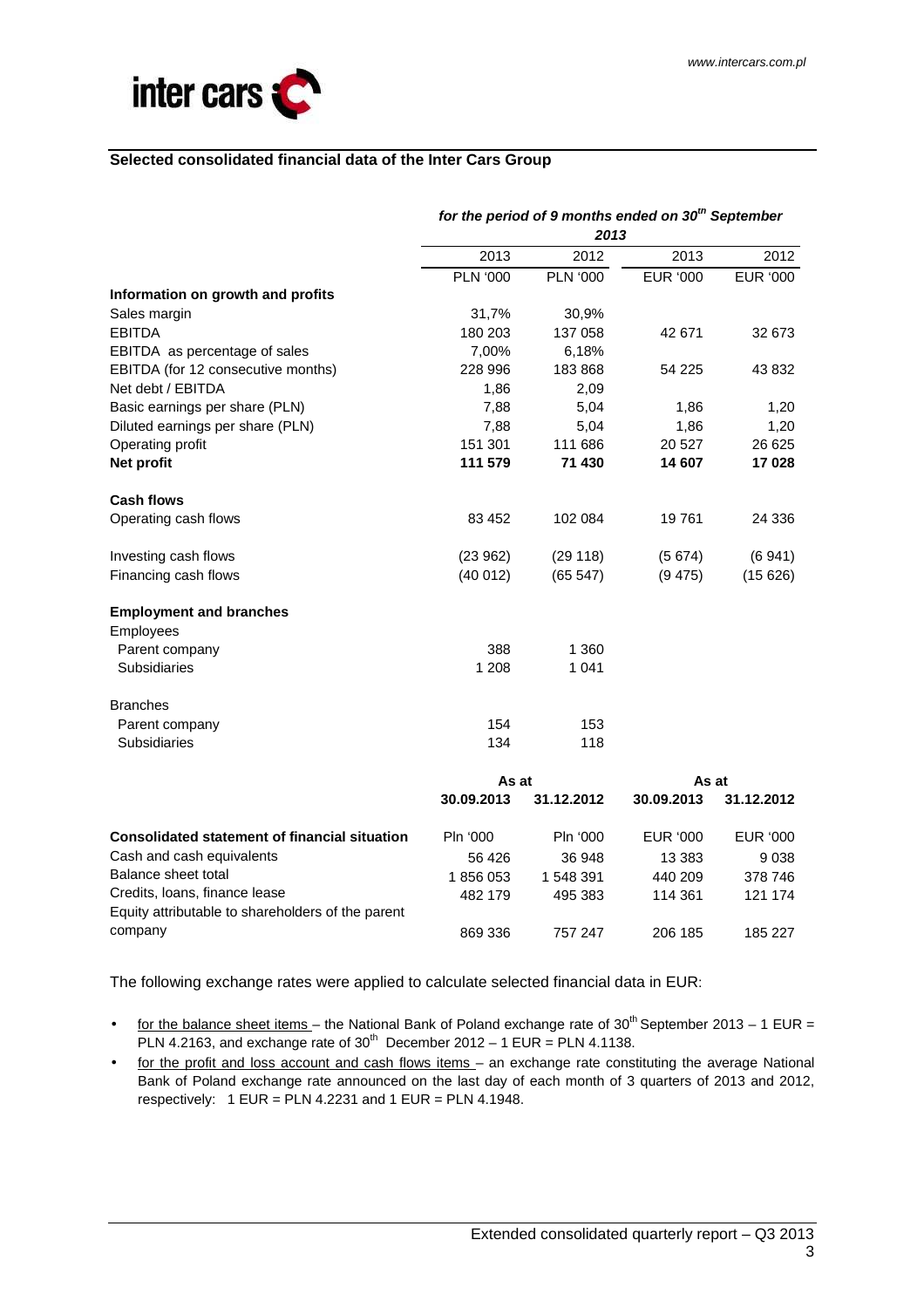## Selected consolidated financial data of the Inter Cars Group

| | *for the period of 9 months ended on 30th September 2013* | | | |
|---|---|---|---|---|
| | 2013 | 2012 | 2013 | 2012 |
| | PLN '000 | PLN '000 | EUR '000 | EUR '000 |
| **Information on growth and profits** | | | | |
| Sales margin | 31,7% | 30,9% | | |
| EBITDA | 180 203 | 137 058 | 42 671 | 32 673 |
| EBITDA as percentage of sales | 7,00% | 6,18% | | |
| EBITDA (for 12 consecutive months) | 228 996 | 183 868 | 54 225 | 43 832 |
| Net debt / EBITDA | 1,86 | 2,09 | | |
| Basic earnings per share (PLN) | 7,88 | 5,04 | 1,86 | 1,20 |
| Diluted earnings per share (PLN) | 7,88 | 5,04 | 1,86 | 1,20 |
| Operating profit | 151 301 | 111 686 | 20 527 | 26 625 |
| **Net profit** | **111 579** | **71 430** | **14 607** | **17 028** |
| **Cash flows** | | | | |
| Operating cash flows | 83 452 | 102 084 | 19 761 | 24 336 |
| Investing cash flows | (23 962) | (29 118) | (5 674) | (6 941) |
| Financing cash flows | (40 012) | (65 547) | (9 475) | (15 626) |
| **Employment and branches** | | | | |
| Employees | | | | |
| Parent company | 388 | 1 360 | | |
| Subsidiaries | 1 208 | 1 041 | | |
| Branches | | | | |
| Parent company | 154 | 153 | | |
| Subsidiaries | 134 | 118 | | |

| | As at | | As at | |
|---|---|---|---|---|
| | **30.09.2013** | **31.12.2012** | **30.09.2013** | **31.12.2012** |
| **Consolidated statement of financial situation** | Pln '000 | Pln '000 | EUR '000 | EUR '000 |
| Cash and cash equivalents | 56 426 | 36 948 | 13 383 | 9 038 |
| Balance sheet total | 1 856 053 | 1 548 391 | 440 209 | 378 746 |
| Credits, loans, finance lease | 482 179 | 495 383 | 114 361 | 121 174 |
| Equity attributable to shareholders of the parent company | 869 336 | 757 247 | 206 185 | 185 227 |

The following exchange rates were applied to calculate selected financial data in EUR:

- for the balance sheet items – the National Bank of Poland exchange rate of 30th September 2013 – 1 EUR = PLN 4.2163, and exchange rate of 30th December 2012 – 1 EUR = PLN 4.1138.
- for the profit and loss account and cash flows items – an exchange rate constituting the average National Bank of Poland exchange rate announced on the last day of each month of 3 quarters of 2013 and 2012, respectively: 1 EUR = PLN 4.2231 and 1 EUR = PLN 4.1948.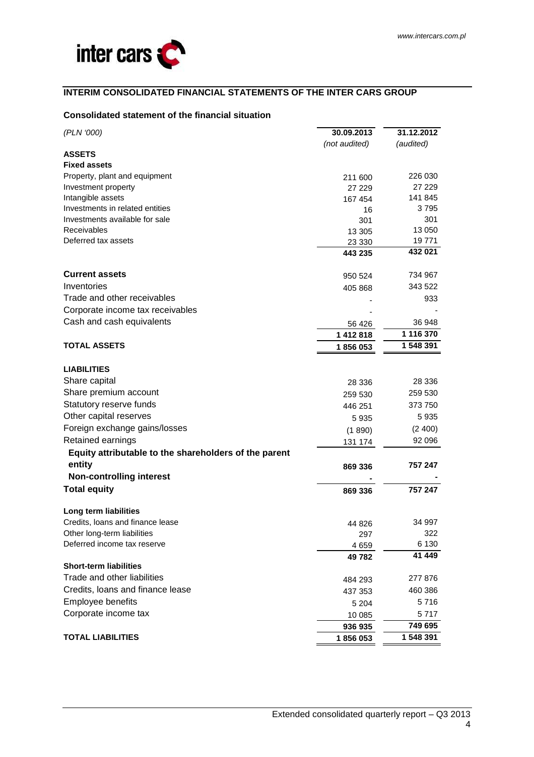## INTERIM CONSOLIDATED FINANCIAL STATEMENTS OF THE INTER CARS GROUP

### Consolidated statement of the financial situation

| *(PLN '000)* | 30.09.2013<br>*(not audited)* | 31.12.2012<br>*(audited)* |
|---|---|---|
| **ASSETS** | | |
| **Fixed assets** | | |
| Property, plant and equipment | 211 600 | 226 030 |
| Investment property | 27 229 | 27 229 |
| Intangible assets | 167 454 | 141 845 |
| Investments in related entities | 16 | 3 795 |
| Investments available for sale | 301 | 301 |
| Receivables | 13 305 | 13 050 |
| Deferred tax assets | 23 330 | 19 771 |
| | **443 235** | **432 021** |
| **Current assets** | 950 524 | 734 967 |
| Inventories | 405 868 | 343 522 |
| Trade and other receivables | - | 933 |
| Corporate income tax receivables | - | - |
| Cash and cash equivalents | 56 426 | 36 948 |
| | **1 412 818** | **1 116 370** |
| **TOTAL ASSETS** | **1 856 053** | **1 548 391** |
| **LIABILITIES** | | |
| Share capital | 28 336 | 28 336 |
| Share premium account | 259 530 | 259 530 |
| Statutory reserve funds | 446 251 | 373 750 |
| Other capital reserves | 5 935 | 5 935 |
| Foreign exchange gains/losses | (1 890) | (2 400) |
| Retained earnings | 131 174 | 92 096 |
| **Equity attributable to the shareholders of the parent entity** | **869 336** | **757 247** |
| **Non-controlling interest** | **-** | **-** |
| **Total equity** | **869 336** | **757 247** |
| **Long term liabilities** | | |
| Credits, loans and finance lease | 44 826 | 34 997 |
| Other long-term liabilities | 297 | 322 |
| Deferred income tax reserve | 4 659 | 6 130 |
| | **49 782** | **41 449** |
| **Short-term liabilities** | | |
| Trade and other liabilities | 484 293 | 277 876 |
| Credits, loans and finance lease | 437 353 | 460 386 |
| Employee benefits | 5 204 | 5 716 |
| Corporate income tax | 10 085 | 5 717 |
| | **936 935** | **749 695** |
| **TOTAL LIABILITIES** | **1 856 053** | **1 548 391** |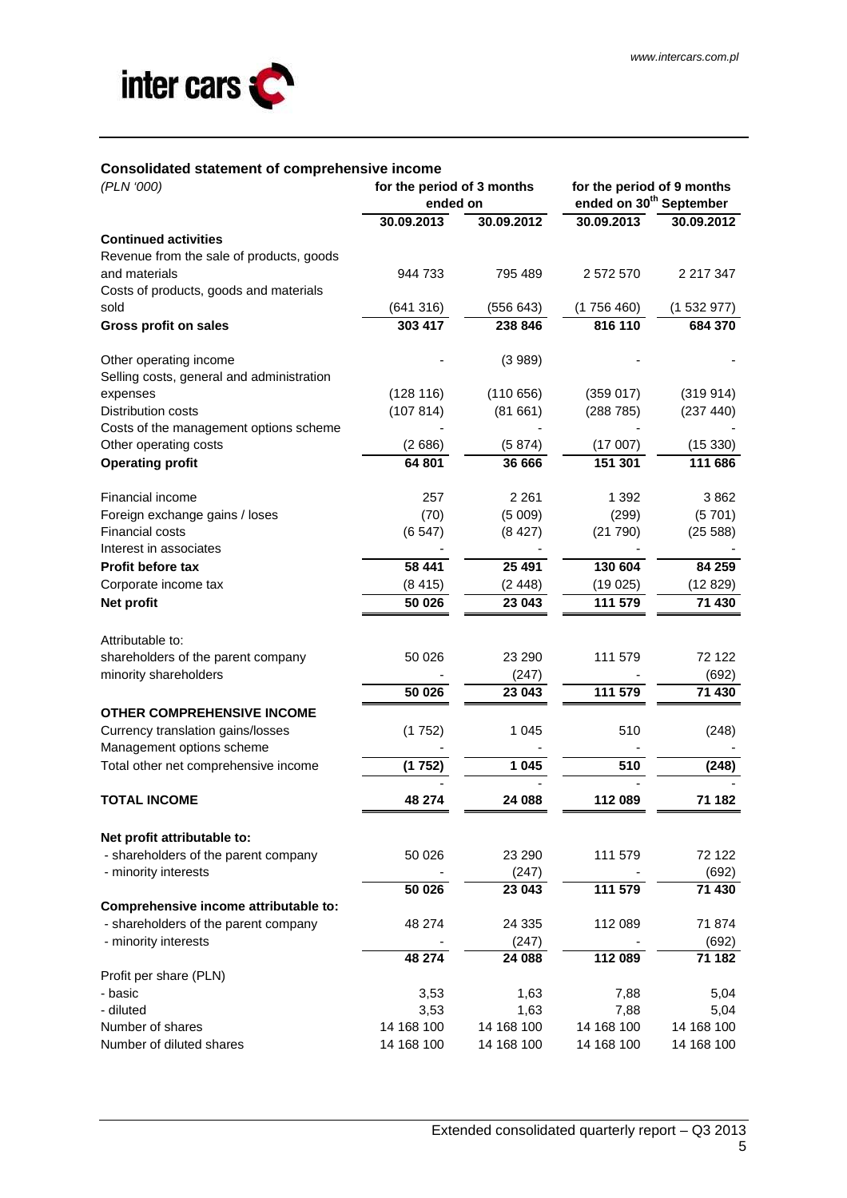## Consolidated statement of comprehensive income

| *(PLN '000)* | for the period of 3 months ended on | | for the period of 9 months ended on 30th September | |
|---|---|---|---|---|
| | 30.09.2013 | 30.09.2012 | 30.09.2013 | 30.09.2012 |
| **Continued activities** | | | | |
| Revenue from the sale of products, goods and materials | 944 733 | 795 489 | 2 572 570 | 2 217 347 |
| Costs of products, goods and materials sold | (641 316) | (556 643) | (1 756 460) | (1 532 977) |
| **Gross profit on sales** | **303 417** | **238 846** | **816 110** | **684 370** |
| Other operating income | - | (3 989) | - | - |
| Selling costs, general and administration expenses | (128 116) | (110 656) | (359 017) | (319 914) |
| Distribution costs | (107 814) | (81 661) | (288 785) | (237 440) |
| Costs of the management options scheme | - | - | - | - |
| Other operating costs | (2 686) | (5 874) | (17 007) | (15 330) |
| **Operating profit** | **64 801** | **36 666** | **151 301** | **111 686** |
| Financial income | 257 | 2 261 | 1 392 | 3 862 |
| Foreign exchange gains / loses | (70) | (5 009) | (299) | (5 701) |
| Financial costs | (6 547) | (8 427) | (21 790) | (25 588) |
| Interest in associates | - | - | - | - |
| **Profit before tax** | **58 441** | **25 491** | **130 604** | **84 259** |
| Corporate income tax | (8 415) | (2 448) | (19 025) | (12 829) |
| **Net profit** | **50 026** | **23 043** | **111 579** | **71 430** |
| Attributable to: | | | | |
| shareholders of the parent company | 50 026 | 23 290 | 111 579 | 72 122 |
| minority shareholders | - | (247) | - | (692) |
| | **50 026** | **23 043** | **111 579** | **71 430** |
| **OTHER COMPREHENSIVE INCOME** | | | | |
| Currency translation gains/losses | (1 752) | 1 045 | 510 | (248) |
| Management options scheme | - | - | - | - |
| Total other net comprehensive income | **(1 752)** | **1 045** | **510** | **(248)** |
| | - | | - | |
| **TOTAL INCOME** | **48 274** | **24 088** | **112 089** | **71 182** |
| **Net profit attributable to:** | | | | |
| - shareholders of the parent company | 50 026 | 23 290 | 111 579 | 72 122 |
| - minority interests | - | (247) | - | (692) |
| | **50 026** | **23 043** | **111 579** | **71 430** |
| **Comprehensive income attributable to:** | | | | |
| - shareholders of the parent company | 48 274 | 24 335 | 112 089 | 71 874 |
| - minority interests | - | (247) | - | (692) |
| | **48 274** | **24 088** | **112 089** | **71 182** |
| Profit per share (PLN) | | | | |
| - basic | 3,53 | 1,63 | 7,88 | 5,04 |
| - diluted | 3,53 | 1,63 | 7,88 | 5,04 |
| Number of shares | 14 168 100 | 14 168 100 | 14 168 100 | 14 168 100 |
| Number of diluted shares | 14 168 100 | 14 168 100 | 14 168 100 | 14 168 100 |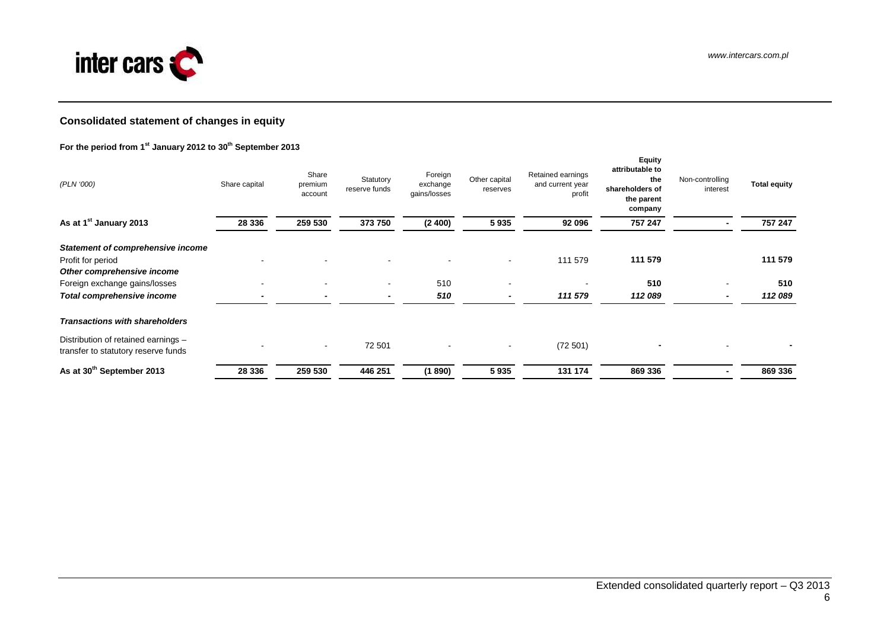## Consolidated statement of changes in equity

**For the period from 1st January 2012 to 30th September 2013**

| *(PLN '000)* | Share capital | Share premium account | Statutory reserve funds | Foreign exchange gains/losses | Other capital reserves | Retained earnings and current year profit | **Equity attributable to the shareholders of the parent company** | Non-controlling interest | **Total equity** |
|---|---|---|---|---|---|---|---|---|---|
| **As at 1st January 2013** | **28 336** | **259 530** | **373 750** | **(2 400)** | **5 935** | **92 096** | **757 247** | **-** | **757 247** |
| ***Statement of comprehensive income*** | | | | | | | | | |
| Profit for period | - | - | - | - | - | 111 579 | **111 579** | | **111 579** |
| ***Other comprehensive income*** | | | | | | | | | |
| Foreign exchange gains/losses | - | - | - | 510 | - | - | **510** | - | **510** |
| ***Total comprehensive income*** | **-** | **-** | **-** | ***510*** | **-** | ***111 579*** | ***112 089*** | **-** | ***112 089*** |
| ***Transactions with shareholders*** | | | | | | | | | |
| Distribution of retained earnings – transfer to statutory reserve funds | - | - | 72 501 | - | - | (72 501) | **-** | - | **-** |
| **As at 30th September 2013** | **28 336** | **259 530** | **446 251** | **(1 890)** | **5 935** | **131 174** | **869 336** | **-** | **869 336** |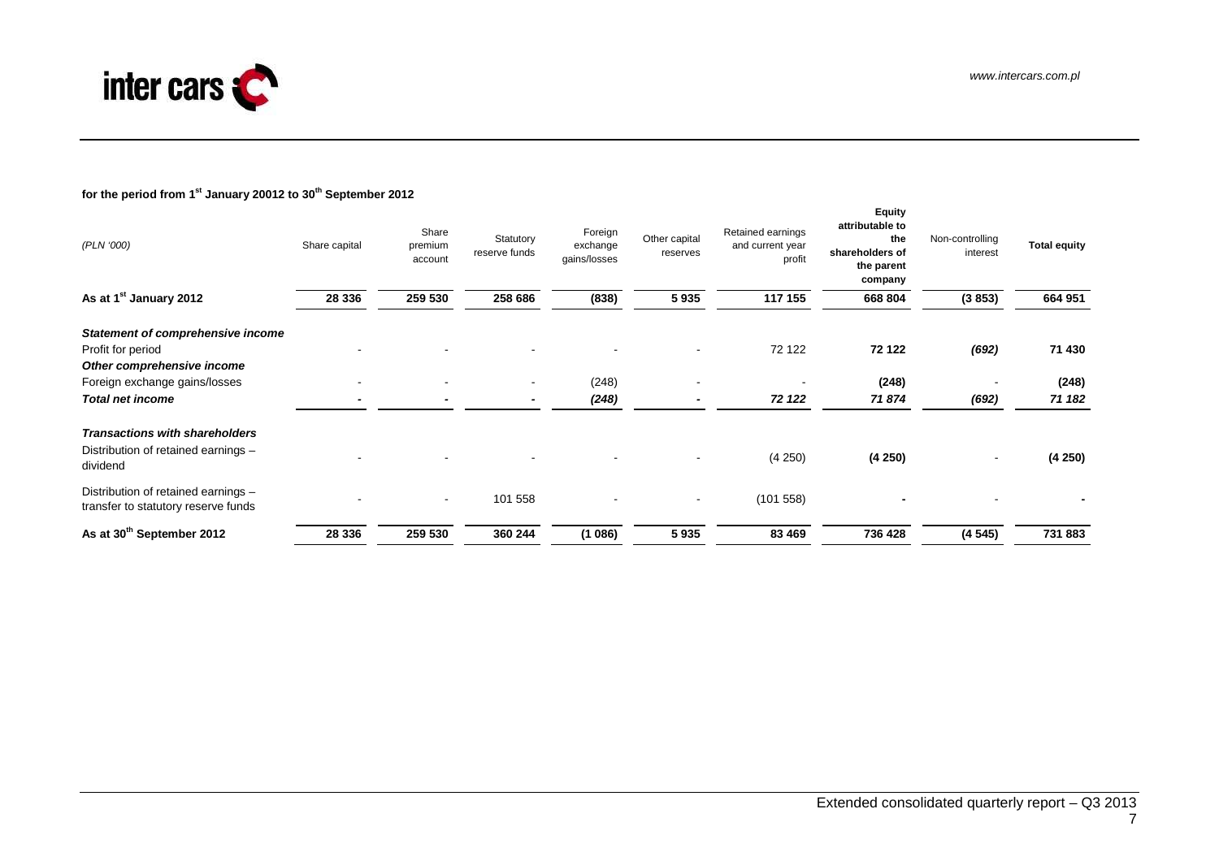**for the period from 1st January 20012 to 30th September 2012**

| *(PLN '000)* | Share capital | Share premium account | Statutory reserve funds | Foreign exchange gains/losses | Other capital reserves | Retained earnings and current year profit | **Equity attributable to the shareholders of the parent company** | Non-controlling interest | **Total equity** |
|---|---|---|---|---|---|---|---|---|---|
| **As at 1st January 2012** | **28 336** | **259 530** | **258 686** | **(838)** | **5 935** | **117 155** | **668 804** | **(3 853)** | **664 951** |
| ***Statement of comprehensive income*** | | | | | | | | | |
| Profit for period | - | - | - | - | - | 72 122 | **72 122** | ***(692)*** | **71 430** |
| ***Other comprehensive income*** | | | | | | | | | |
| Foreign exchange gains/losses | - | - | - | (248) | - | - | **(248)** | - | **(248)** |
| ***Total net income*** | **-** | **-** | **-** | ***(248)*** | **-** | ***72 122*** | ***71 874*** | ***(692)*** | ***71 182*** |
| ***Transactions with shareholders*** | | | | | | | | | |
| Distribution of retained earnings – dividend | - | - | - | - | - | (4 250) | **(4 250)** | - | **(4 250)** |
| Distribution of retained earnings – transfer to statutory reserve funds | - | - | 101 558 | - | - | (101 558) | **-** | - | **-** |
| **As at 30th September 2012** | **28 336** | **259 530** | **360 244** | **(1 086)** | **5 935** | **83 469** | **736 428** | **(4 545)** | **731 883** |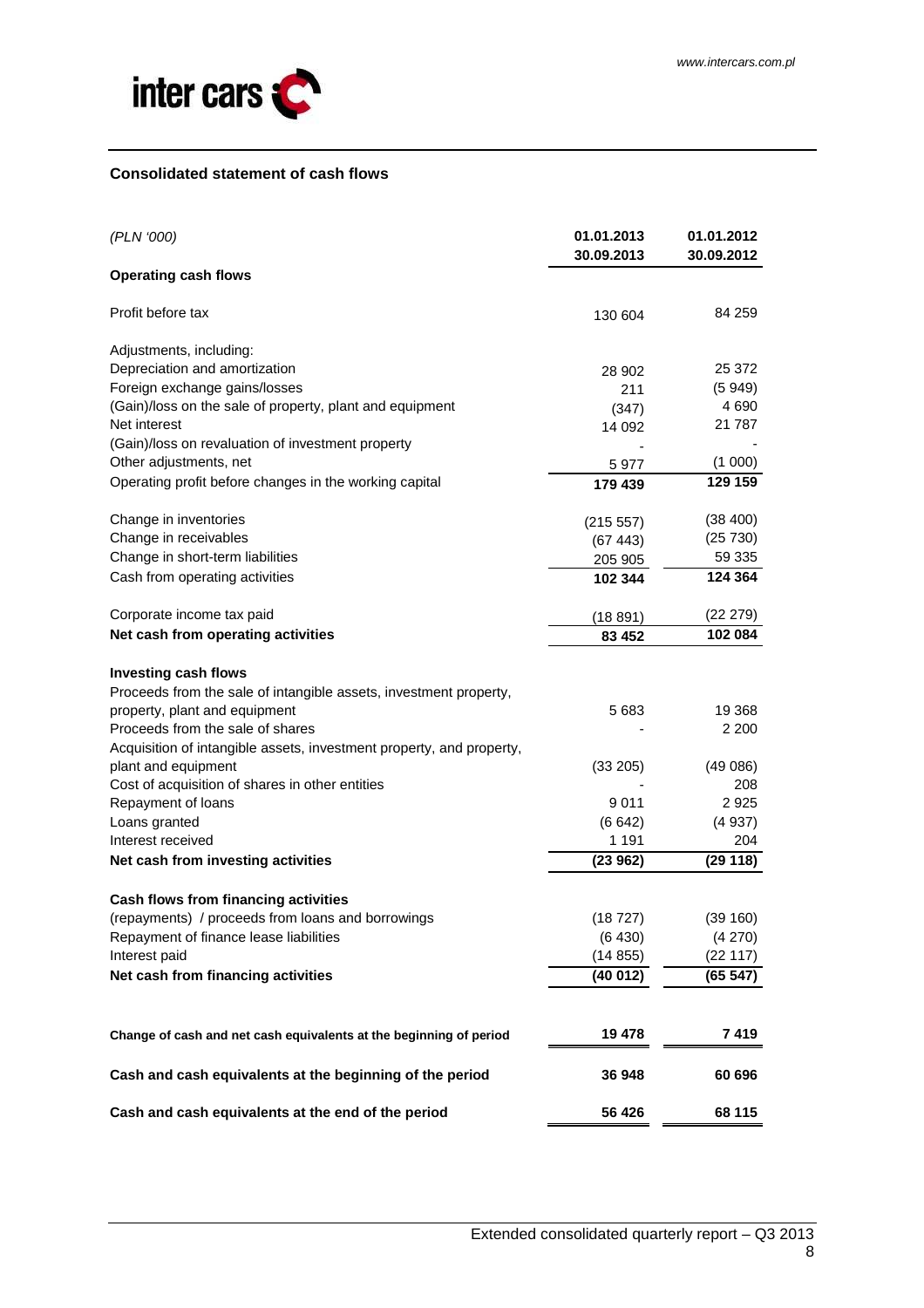## Consolidated statement of cash flows

| *(PLN '000)* | 01.01.2013 30.09.2013 | 01.01.2012 30.09.2012 |
|---|---|---|
| **Operating cash flows** | | |
| Profit before tax | 130 604 | 84 259 |
| Adjustments, including: | | |
| Depreciation and amortization | 28 902 | 25 372 |
| Foreign exchange gains/losses | 211 | (5 949) |
| (Gain)/loss on the sale of property, plant and equipment | (347) | 4 690 |
| Net interest | 14 092 | 21 787 |
| (Gain)/loss on revaluation of investment property | - | - |
| Other adjustments, net | 5 977 | (1 000) |
| Operating profit before changes in the working capital | **179 439** | **129 159** |
| Change in inventories | (215 557) | (38 400) |
| Change in receivables | (67 443) | (25 730) |
| Change in short-term liabilities | 205 905 | 59 335 |
| Cash from operating activities | **102 344** | **124 364** |
| Corporate income tax paid | (18 891) | (22 279) |
| **Net cash from operating activities** | **83 452** | **102 084** |
| **Investing cash flows** | | |
| Proceeds from the sale of intangible assets, investment property, property, plant and equipment | 5 683 | 19 368 |
| Proceeds from the sale of shares | - | 2 200 |
| Acquisition of intangible assets, investment property, and property, plant and equipment | (33 205) | (49 086) |
| Cost of acquisition of shares in other entities | - | 208 |
| Repayment of loans | 9 011 | 2 925 |
| Loans granted | (6 642) | (4 937) |
| Interest received | 1 191 | 204 |
| **Net cash from investing activities** | **(23 962)** | **(29 118)** |
| **Cash flows from financing activities** | | |
| (repayments) / proceeds from loans and borrowings | (18 727) | (39 160) |
| Repayment of finance lease liabilities | (6 430) | (4 270) |
| Interest paid | (14 855) | (22 117) |
| **Net cash from financing activities** | **(40 012)** | **(65 547)** |
| **Change of cash and net cash equivalents at the beginning of period** | **19 478** | **7 419** |
| **Cash and cash equivalents at the beginning of the period** | **36 948** | **60 696** |
| **Cash and cash equivalents at the end of the period** | **56 426** | **68 115** |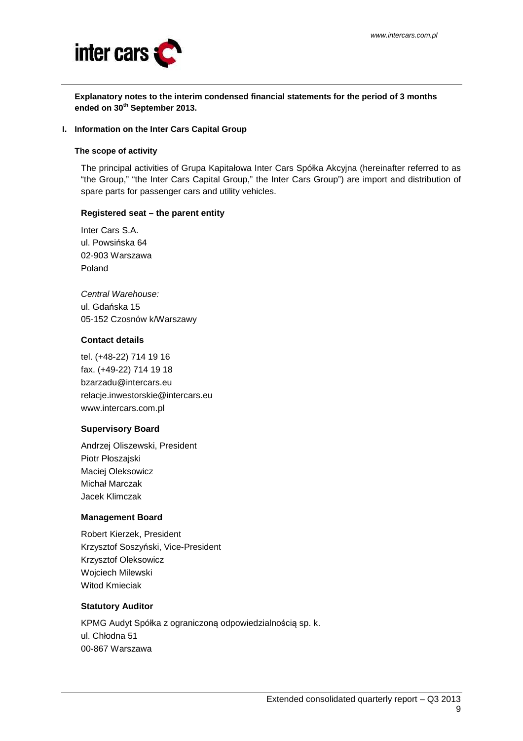**Explanatory notes to the interim condensed financial statements for the period of 3 months ended on 30th September 2013.**

## I. Information on the Inter Cars Capital Group

### The scope of activity

The principal activities of Grupa Kapitałowa Inter Cars Spółka Akcyjna (hereinafter referred to as "the Group," "the Inter Cars Capital Group," the Inter Cars Group") are import and distribution of spare parts for passenger cars and utility vehicles.

### Registered seat – the parent entity

Inter Cars S.A.
ul. Powsińska 64
02-903 Warszawa
Poland

*Central Warehouse:*
ul. Gdańska 15
05-152 Czosnów k/Warszawy

### Contact details

tel. (+48-22) 714 19 16
fax. (+49-22) 714 19 18
bzarzadu@intercars.eu
relacje.inwestorskie@intercars.eu
www.intercars.com.pl

### Supervisory Board

Andrzej Oliszewski, President
Piotr Płoszajski
Maciej Oleksowicz
Michał Marczak
Jacek Klimczak

### Management Board

Robert Kierzek, President
Krzysztof Soszyński, Vice-President
Krzysztof Oleksowicz
Wojciech Milewski
Witod Kmieciak

### Statutory Auditor

KPMG Audyt Spółka z ograniczoną odpowiedzialnością sp. k.
ul. Chłodna 51
00-867 Warszawa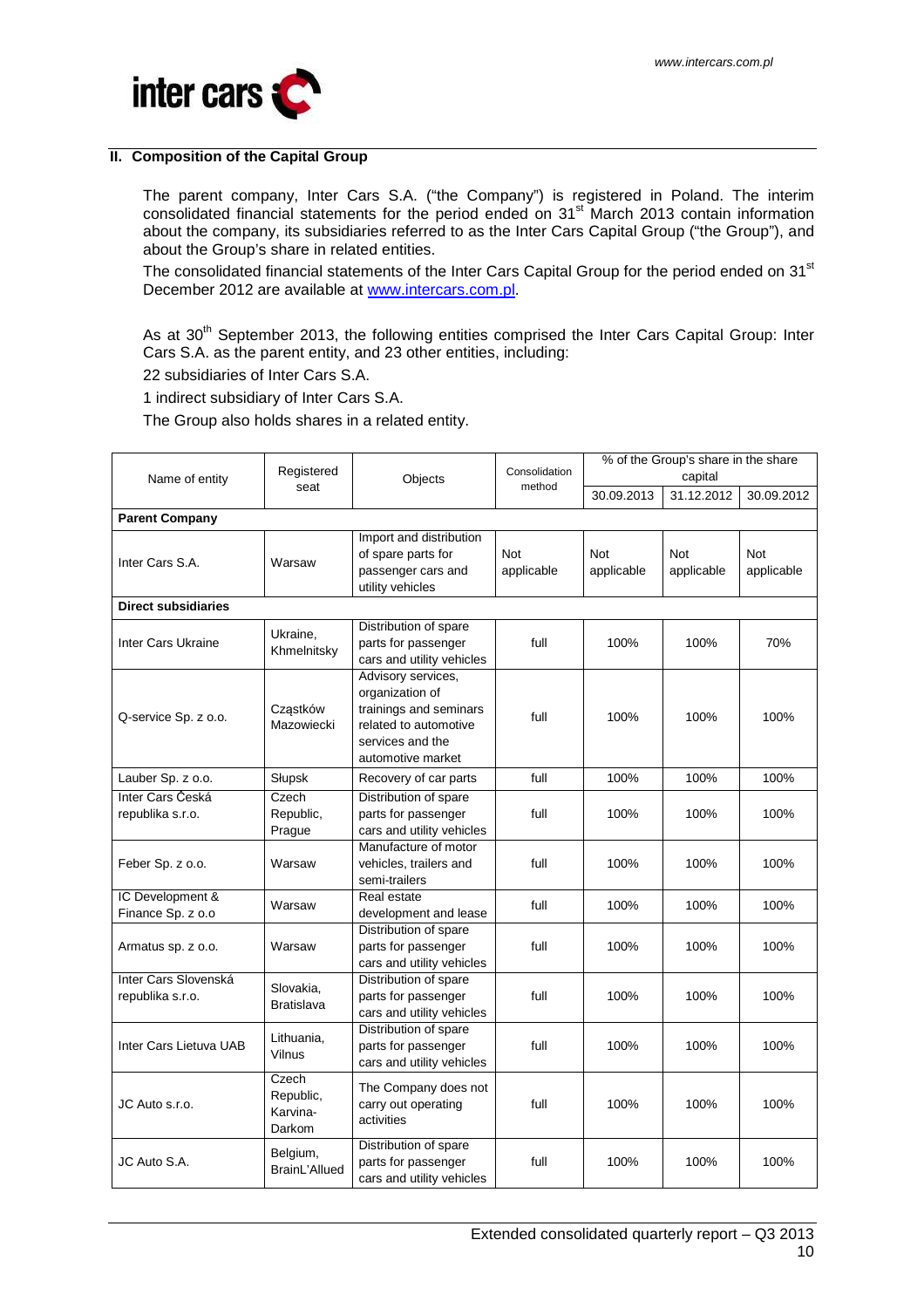## II. Composition of the Capital Group

The parent company, Inter Cars S.A. ("the Company") is registered in Poland. The interim consolidated financial statements for the period ended on 31st March 2013 contain information about the company, its subsidiaries referred to as the Inter Cars Capital Group ("the Group"), and about the Group's share in related entities.

The consolidated financial statements of the Inter Cars Capital Group for the period ended on 31st December 2012 are available at www.intercars.com.pl.

As at 30th September 2013, the following entities comprised the Inter Cars Capital Group: Inter Cars S.A. as the parent entity, and 23 other entities, including:

22 subsidiaries of Inter Cars S.A.

1 indirect subsidiary of Inter Cars S.A.

The Group also holds shares in a related entity.

| Name of entity | Registered seat | Objects | Consolidation method | % of the Group's share in the share capital | | |
|---|---|---|---|---|---|---|
| | | | | 30.09.2013 | 31.12.2012 | 30.09.2012 |
| **Parent Company** | | | | | | |
| Inter Cars S.A. | Warsaw | Import and distribution of spare parts for passenger cars and utility vehicles | Not applicable | Not applicable | Not applicable | Not applicable |
| **Direct subsidiaries** | | | | | | |
| Inter Cars Ukraine | Ukraine, Khmelnitsky | Distribution of spare parts for passenger cars and utility vehicles | full | 100% | 100% | 70% |
| Q-service Sp. z o.o. | Cząstków Mazowiecki | Advisory services, organization of trainings and seminars related to automotive services and the automotive market | full | 100% | 100% | 100% |
| Lauber Sp. z o.o. | Słupsk | Recovery of car parts | full | 100% | 100% | 100% |
| Inter Cars Česká republika s.r.o. | Czech Republic, Prague | Distribution of spare parts for passenger cars and utility vehicles | full | 100% | 100% | 100% |
| Feber Sp. z o.o. | Warsaw | Manufacture of motor vehicles, trailers and semi-trailers | full | 100% | 100% | 100% |
| IC Development & Finance Sp. z o.o | Warsaw | Real estate development and lease | full | 100% | 100% | 100% |
| Armatus sp. z o.o. | Warsaw | Distribution of spare parts for passenger cars and utility vehicles | full | 100% | 100% | 100% |
| Inter Cars Slovenská republika s.r.o. | Slovakia, Bratislava | Distribution of spare parts for passenger cars and utility vehicles | full | 100% | 100% | 100% |
| Inter Cars Lietuva UAB | Lithuania, Vilnus | Distribution of spare parts for passenger cars and utility vehicles | full | 100% | 100% | 100% |
| JC Auto s.r.o. | Czech Republic, Karvina-Darkom | The Company does not carry out operating activities | full | 100% | 100% | 100% |
| JC Auto S.A. | Belgium, BrainL'Allued | Distribution of spare parts for passenger cars and utility vehicles | full | 100% | 100% | 100% |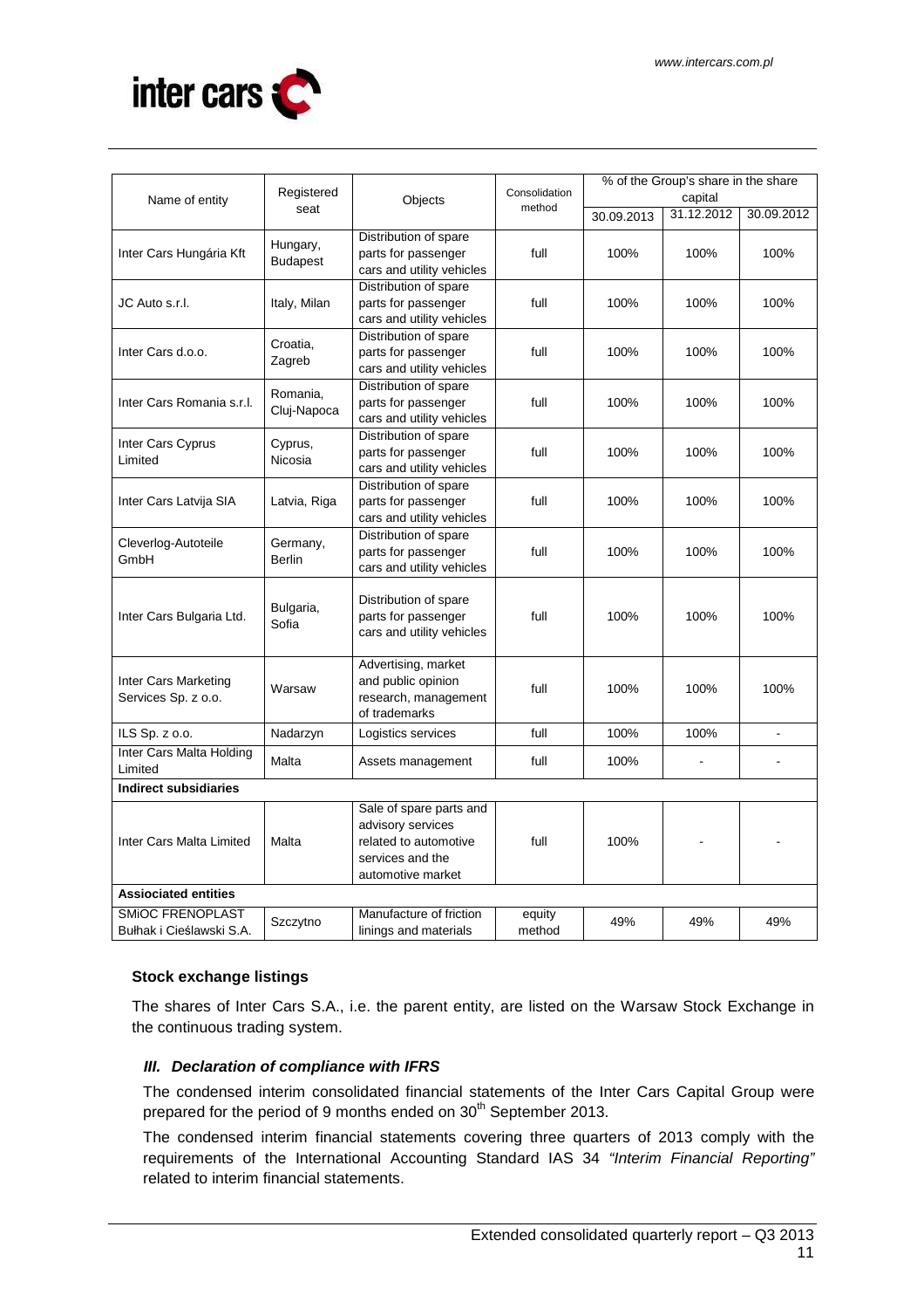| Name of entity | Registered seat | Objects | Consolidation method | % of the Group's share in the share capital | | |
|---|---|---|---|---|---|---|
| | | | | 30.09.2013 | 31.12.2012 | 30.09.2012 |
| Inter Cars Hungária Kft | Hungary, Budapest | Distribution of spare parts for passenger cars and utility vehicles | full | 100% | 100% | 100% |
| JC Auto s.r.l. | Italy, Milan | Distribution of spare parts for passenger cars and utility vehicles | full | 100% | 100% | 100% |
| Inter Cars d.o.o. | Croatia, Zagreb | Distribution of spare parts for passenger cars and utility vehicles | full | 100% | 100% | 100% |
| Inter Cars Romania s.r.l. | Romania, Cluj-Napoca | Distribution of spare parts for passenger cars and utility vehicles | full | 100% | 100% | 100% |
| Inter Cars Cyprus Limited | Cyprus, Nicosia | Distribution of spare parts for passenger cars and utility vehicles | full | 100% | 100% | 100% |
| Inter Cars Latvija SIA | Latvia, Riga | Distribution of spare parts for passenger cars and utility vehicles | full | 100% | 100% | 100% |
| Cleverlog-Autoteile GmbH | Germany, Berlin | Distribution of spare parts for passenger cars and utility vehicles | full | 100% | 100% | 100% |
| Inter Cars Bulgaria Ltd. | Bulgaria, Sofia | Distribution of spare parts for passenger cars and utility vehicles | full | 100% | 100% | 100% |
| Inter Cars Marketing Services Sp. z o.o. | Warsaw | Advertising, market and public opinion research, management of trademarks | full | 100% | 100% | 100% |
| ILS Sp. z o.o. | Nadarzyn | Logistics services | full | 100% | 100% | - |
| Inter Cars Malta Holding Limited | Malta | Assets management | full | 100% | - | - |
| **Indirect subsidiaries** | | | | | | |
| Inter Cars Malta Limited | Malta | Sale of spare parts and advisory services related to automotive services and the automotive market | full | 100% | - | - |
| **Assiociated entities** | | | | | | |
| SMiOC FRENOPLAST Bułhak i Cieślawski S.A. | Szczytno | Manufacture of friction linings and materials | equity method | 49% | 49% | 49% |

### Stock exchange listings

The shares of Inter Cars S.A., i.e. the parent entity, are listed on the Warsaw Stock Exchange in the continuous trading system.

### *III. Declaration of compliance with IFRS*

The condensed interim consolidated financial statements of the Inter Cars Capital Group were prepared for the period of 9 months ended on 30th September 2013.

The condensed interim financial statements covering three quarters of 2013 comply with the requirements of the International Accounting Standard IAS 34 *"Interim Financial Reporting"* related to interim financial statements.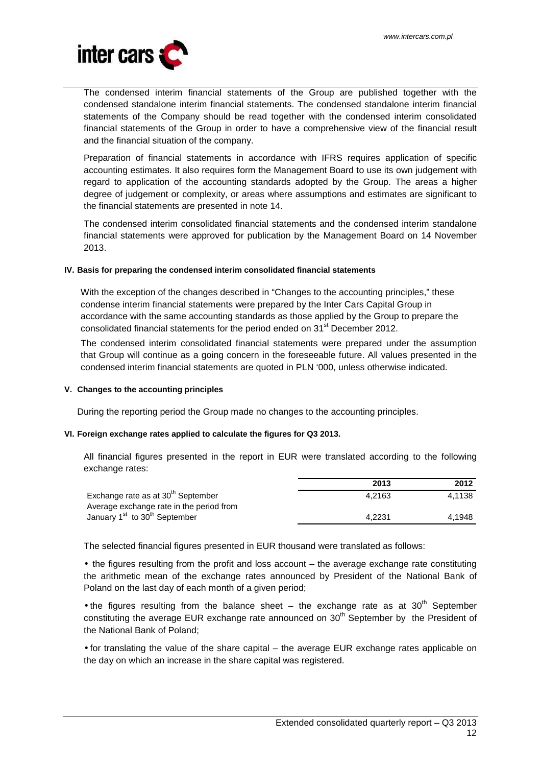The condensed interim financial statements of the Group are published together with the condensed standalone interim financial statements. The condensed standalone interim financial statements of the Company should be read together with the condensed interim consolidated financial statements of the Group in order to have a comprehensive view of the financial result and the financial situation of the company.

Preparation of financial statements in accordance with IFRS requires application of specific accounting estimates. It also requires form the Management Board to use its own judgement with regard to application of the accounting standards adopted by the Group. The areas a higher degree of judgement or complexity, or areas where assumptions and estimates are significant to the financial statements are presented in note 14.

The condensed interim consolidated financial statements and the condensed interim standalone financial statements were approved for publication by the Management Board on 14 November 2013.

#### IV. Basis for preparing the condensed interim consolidated financial statements

With the exception of the changes described in "Changes to the accounting principles," these condense interim financial statements were prepared by the Inter Cars Capital Group in accordance with the same accounting standards as those applied by the Group to prepare the consolidated financial statements for the period ended on 31st December 2012.

The condensed interim consolidated financial statements were prepared under the assumption that Group will continue as a going concern in the foreseeable future. All values presented in the condensed interim financial statements are quoted in PLN '000, unless otherwise indicated.

#### V. Changes to the accounting principles

During the reporting period the Group made no changes to the accounting principles.

#### VI. Foreign exchange rates applied to calculate the figures for Q3 2013.

All financial figures presented in the report in EUR were translated according to the following exchange rates:

| | 2013 | 2012 |
|---|---|---|
| Exchange rate as at 30th September | 4,2163 | 4,1138 |
| Average exchange rate in the period from January 1st to 30th September | 4,2231 | 4,1948 |

The selected financial figures presented in EUR thousand were translated as follows:

- the figures resulting from the profit and loss account – the average exchange rate constituting the arithmetic mean of the exchange rates announced by President of the National Bank of Poland on the last day of each month of a given period;
- the figures resulting from the balance sheet – the exchange rate as at 30th September constituting the average EUR exchange rate announced on 30th September by the President of the National Bank of Poland;
- for translating the value of the share capital – the average EUR exchange rates applicable on the day on which an increase in the share capital was registered.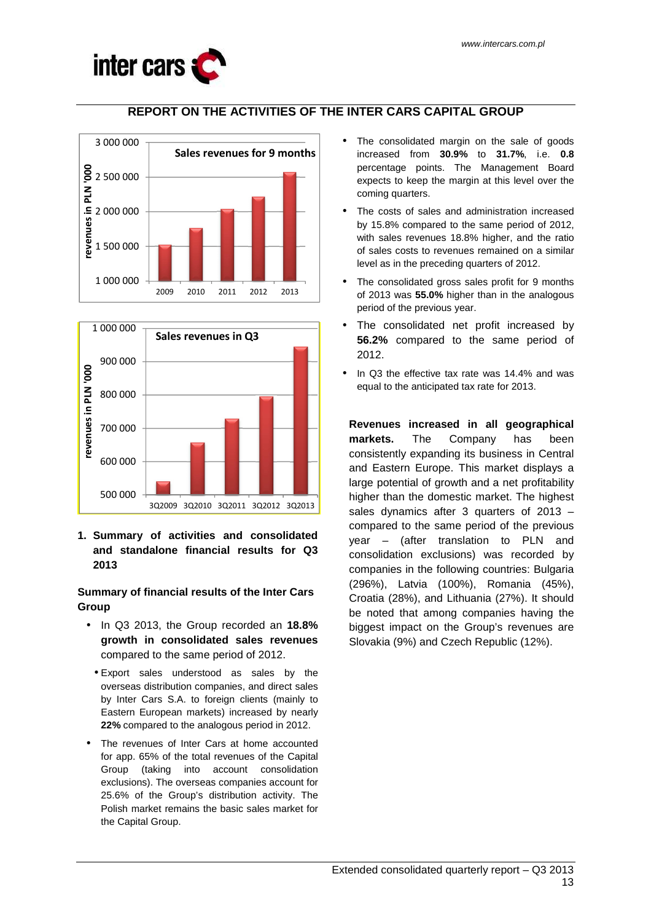## REPORT ON THE ACTIVITIES OF THE INTER CARS CAPITAL GROUP

### 1. Summary of activities and consolidated and standalone financial results for Q3 2013

#### Summary of financial results of the Inter Cars Group

- In Q3 2013, the Group recorded an **18.8% growth in consolidated sales revenues** compared to the same period of 2012.
- Export sales understood as sales by the overseas distribution companies, and direct sales by Inter Cars S.A. to foreign clients (mainly to Eastern European markets) increased by nearly **22%** compared to the analogous period in 2012.
- The revenues of Inter Cars at home accounted for app. 65% of the total revenues of the Capital Group (taking into account consolidation exclusions). The overseas companies account for 25.6% of the Group's distribution activity. The Polish market remains the basic sales market for the Capital Group.
- The consolidated margin on the sale of goods increased from **30.9%** to **31.7%**, i.e. **0.8** percentage points. The Management Board expects to keep the margin at this level over the coming quarters.
- The costs of sales and administration increased by 15.8% compared to the same period of 2012, with sales revenues 18.8% higher, and the ratio of sales costs to revenues remained on a similar level as in the preceding quarters of 2012.
- The consolidated gross sales profit for 9 months of 2013 was **55.0%** higher than in the analogous period of the previous year.
- The consolidated net profit increased by **56.2%** compared to the same period of 2012.
- In Q3 the effective tax rate was 14.4% and was equal to the anticipated tax rate for 2013.

**Revenues increased in all geographical markets.** The Company has been consistently expanding its business in Central and Eastern Europe. This market displays a large potential of growth and a net profitability higher than the domestic market. The highest sales dynamics after 3 quarters of 2013 – compared to the same period of the previous year – (after translation to PLN and consolidation exclusions) was recorded by companies in the following countries: Bulgaria (296%), Latvia (100%), Romania (45%), Croatia (28%), and Lithuania (27%). It should be noted that among companies having the biggest impact on the Group's revenues are Slovakia (9%) and Czech Republic (12%).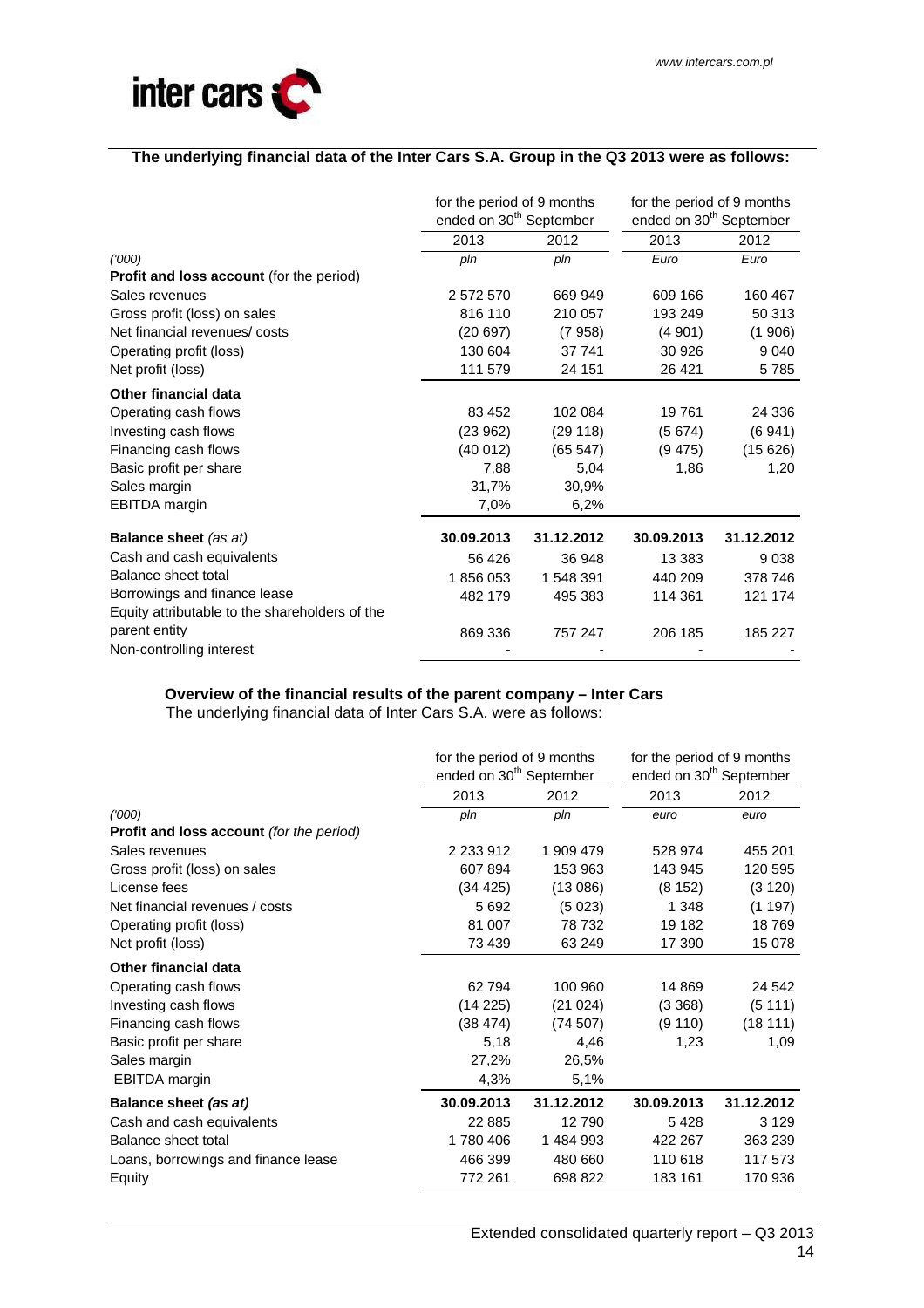### The underlying financial data of the Inter Cars S.A. Group in the Q3 2013 were as follows:

| | for the period of 9 months ended on 30th September | | for the period of 9 months ended on 30th September | |
|---|---|---|---|---|
| | 2013 | 2012 | 2013 | 2012 |
| *('000)* | *pln* | *pln* | *Euro* | *Euro* |
| **Profit and loss account** (for the period) | | | | |
| Sales revenues | 2 572 570 | 669 949 | 609 166 | 160 467 |
| Gross profit (loss) on sales | 816 110 | 210 057 | 193 249 | 50 313 |
| Net financial revenues/ costs | (20 697) | (7 958) | (4 901) | (1 906) |
| Operating profit (loss) | 130 604 | 37 741 | 30 926 | 9 040 |
| Net profit (loss) | 111 579 | 24 151 | 26 421 | 5 785 |
| **Other financial data** | | | | |
| Operating cash flows | 83 452 | 102 084 | 19 761 | 24 336 |
| Investing cash flows | (23 962) | (29 118) | (5 674) | (6 941) |
| Financing cash flows | (40 012) | (65 547) | (9 475) | (15 626) |
| Basic profit per share | 7,88 | 5,04 | 1,86 | 1,20 |
| Sales margin | 31,7% | 30,9% | | |
| EBITDA margin | 7,0% | 6,2% | | |
| **Balance sheet** *(as at)* | **30.09.2013** | **31.12.2012** | **30.09.2013** | **31.12.2012** |
| Cash and cash equivalents | 56 426 | 36 948 | 13 383 | 9 038 |
| Balance sheet total | 1 856 053 | 1 548 391 | 440 209 | 378 746 |
| Borrowings and finance lease | 482 179 | 495 383 | 114 361 | 121 174 |
| Equity attributable to the shareholders of the parent entity | 869 336 | 757 247 | 206 185 | 185 227 |
| Non-controlling interest | - | - | - | - |

**Overview of the financial results of the parent company – Inter Cars**

The underlying financial data of Inter Cars S.A. were as follows:

| | for the period of 9 months ended on 30th September | | for the period of 9 months ended on 30th September | |
|---|---|---|---|---|
| | 2013 | 2012 | 2013 | 2012 |
| *('000)* | *pln* | *pln* | *euro* | *euro* |
| **Profit and loss account** *(for the period)* | | | | |
| Sales revenues | 2 233 912 | 1 909 479 | 528 974 | 455 201 |
| Gross profit (loss) on sales | 607 894 | 153 963 | 143 945 | 120 595 |
| License fees | (34 425) | (13 086) | (8 152) | (3 120) |
| Net financial revenues / costs | 5 692 | (5 023) | 1 348 | (1 197) |
| Operating profit (loss) | 81 007 | 78 732 | 19 182 | 18 769 |
| Net profit (loss) | 73 439 | 63 249 | 17 390 | 15 078 |
| **Other financial data** | | | | |
| Operating cash flows | 62 794 | 100 960 | 14 869 | 24 542 |
| Investing cash flows | (14 225) | (21 024) | (3 368) | (5 111) |
| Financing cash flows | (38 474) | (74 507) | (9 110) | (18 111) |
| Basic profit per share | 5,18 | 4,46 | 1,23 | 1,09 |
| Sales margin | 27,2% | 26,5% | | |
| EBITDA margin | 4,3% | 5,1% | | |
| **Balance sheet** ***(as at)*** | **30.09.2013** | **31.12.2012** | **30.09.2013** | **31.12.2012** |
| Cash and cash equivalents | 22 885 | 12 790 | 5 428 | 3 129 |
| Balance sheet total | 1 780 406 | 1 484 993 | 422 267 | 363 239 |
| Loans, borrowings and finance lease | 466 399 | 480 660 | 110 618 | 117 573 |
| Equity | 772 261 | 698 822 | 183 161 | 170 936 |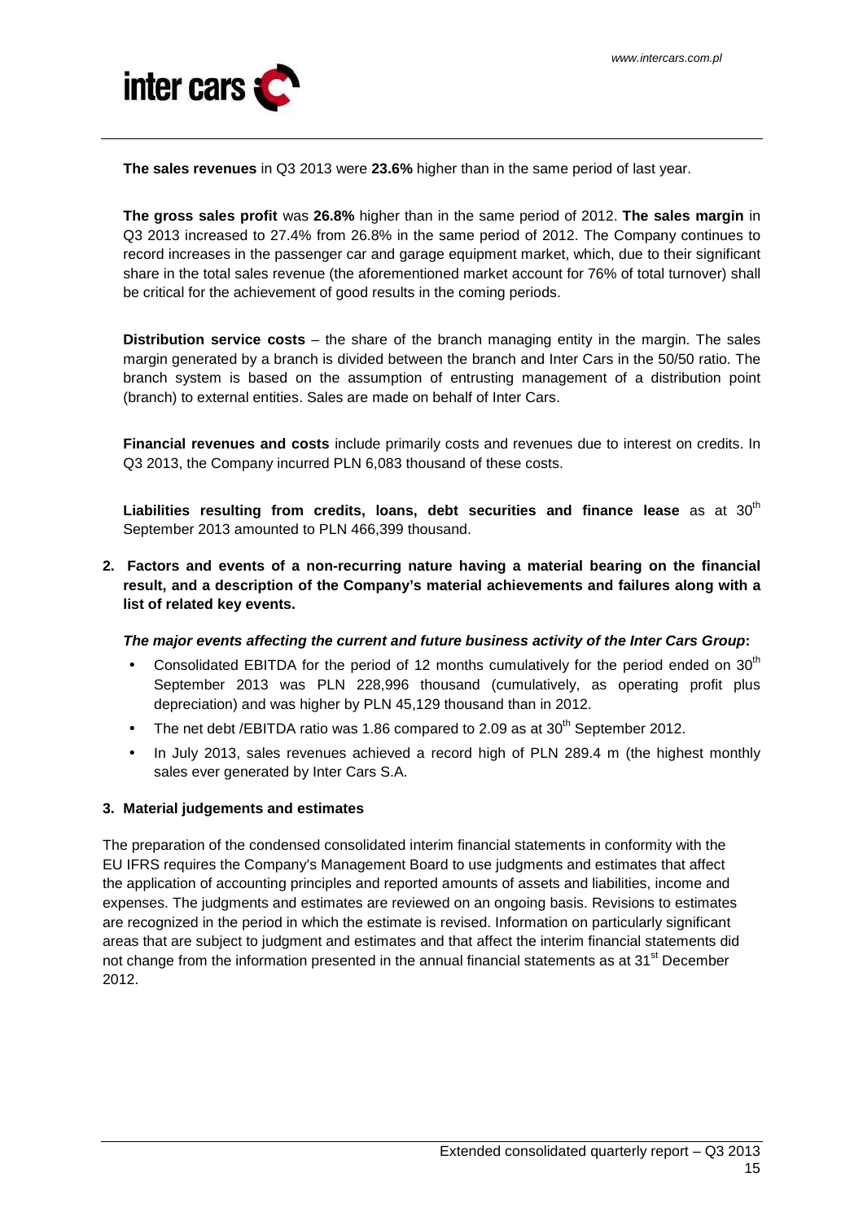**The sales revenues** in Q3 2013 were **23.6%** higher than in the same period of last year.

**The gross sales profit** was **26.8%** higher than in the same period of 2012. **The sales margin** in Q3 2013 increased to 27.4% from 26.8% in the same period of 2012. The Company continues to record increases in the passenger car and garage equipment market, which, due to their significant share in the total sales revenue (the aforementioned market account for 76% of total turnover) shall be critical for the achievement of good results in the coming periods.

**Distribution service costs** – the share of the branch managing entity in the margin. The sales margin generated by a branch is divided between the branch and Inter Cars in the 50/50 ratio. The branch system is based on the assumption of entrusting management of a distribution point (branch) to external entities. Sales are made on behalf of Inter Cars.

**Financial revenues and costs** include primarily costs and revenues due to interest on credits. In Q3 2013, the Company incurred PLN 6,083 thousand of these costs.

**Liabilities resulting from credits, loans, debt securities and finance lease** as at 30th September 2013 amounted to PLN 466,399 thousand.

## 2. Factors and events of a non-recurring nature having a material bearing on the financial result, and a description of the Company's material achievements and failures along with a list of related key events.

***The major events affecting the current and future business activity of the Inter Cars Group*:**

- Consolidated EBITDA for the period of 12 months cumulatively for the period ended on 30th September 2013 was PLN 228,996 thousand (cumulatively, as operating profit plus depreciation) and was higher by PLN 45,129 thousand than in 2012.
- The net debt /EBITDA ratio was 1.86 compared to 2.09 as at 30th September 2012.
- In July 2013, sales revenues achieved a record high of PLN 289.4 m (the highest monthly sales ever generated by Inter Cars S.A.

## 3. Material judgements and estimates

The preparation of the condensed consolidated interim financial statements in conformity with the EU IFRS requires the Company's Management Board to use judgments and estimates that affect the application of accounting principles and reported amounts of assets and liabilities, income and expenses. The judgments and estimates are reviewed on an ongoing basis. Revisions to estimates are recognized in the period in which the estimate is revised. Information on particularly significant areas that are subject to judgment and estimates and that affect the interim financial statements did not change from the information presented in the annual financial statements as at 31st December 2012.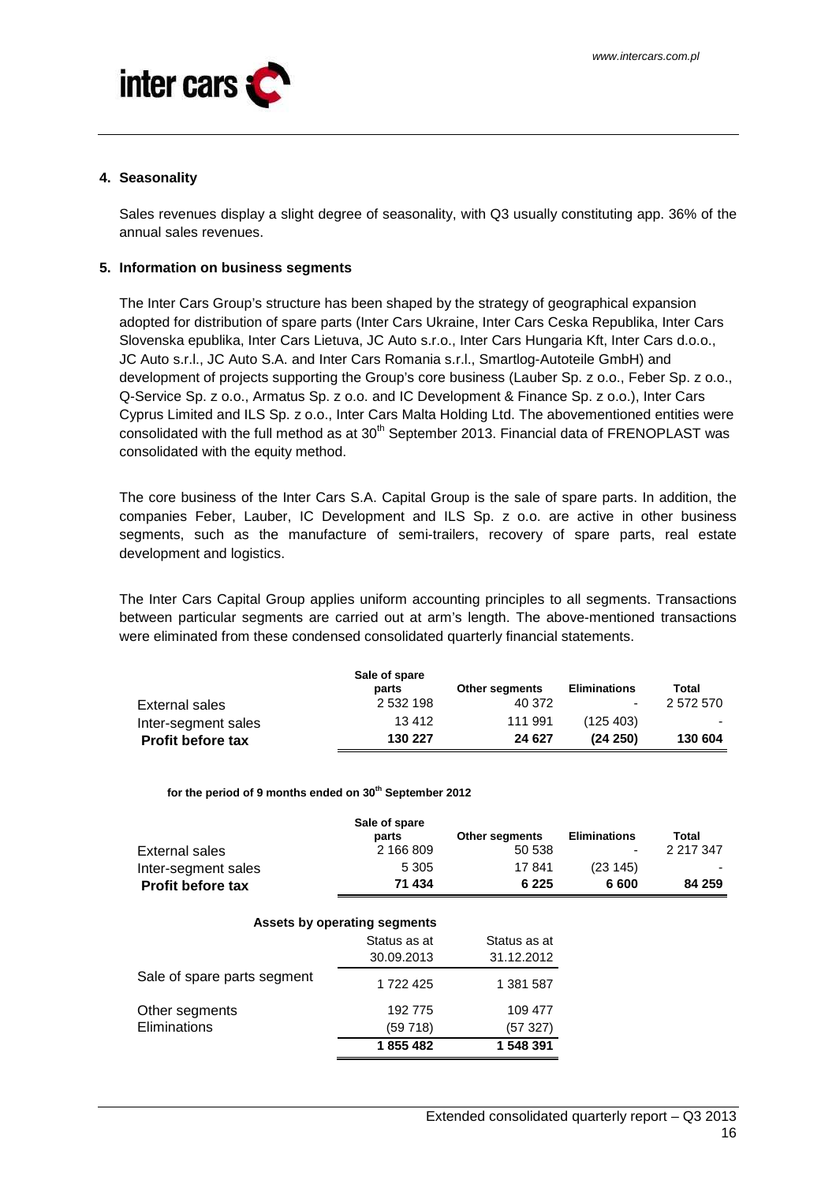## 4. Seasonality

Sales revenues display a slight degree of seasonality, with Q3 usually constituting app. 36% of the annual sales revenues.

## 5. Information on business segments

The Inter Cars Group's structure has been shaped by the strategy of geographical expansion adopted for distribution of spare parts (Inter Cars Ukraine, Inter Cars Ceska Republika, Inter Cars Slovenska epublika, Inter Cars Lietuva, JC Auto s.r.o., Inter Cars Hungaria Kft, Inter Cars d.o.o., JC Auto s.r.l., JC Auto S.A. and Inter Cars Romania s.r.l., Smartlog-Autoteile GmbH) and development of projects supporting the Group's core business (Lauber Sp. z o.o., Feber Sp. z o.o., Q-Service Sp. z o.o., Armatus Sp. z o.o. and IC Development & Finance Sp. z o.o.), Inter Cars Cyprus Limited and ILS Sp. z o.o., Inter Cars Malta Holding Ltd. The abovementioned entities were consolidated with the full method as at 30th September 2013. Financial data of FRENOPLAST was consolidated with the equity method.

The core business of the Inter Cars S.A. Capital Group is the sale of spare parts. In addition, the companies Feber, Lauber, IC Development and ILS Sp. z o.o. are active in other business segments, such as the manufacture of semi-trailers, recovery of spare parts, real estate development and logistics.

The Inter Cars Capital Group applies uniform accounting principles to all segments. Transactions between particular segments are carried out at arm's length. The above-mentioned transactions were eliminated from these condensed consolidated quarterly financial statements.

| | Sale of spare parts | Other segments | Eliminations | Total |
|---|---|---|---|---|
| External sales | 2 532 198 | 40 372 | - | 2 572 570 |
| Inter-segment sales | 13 412 | 111 991 | (125 403) | - |
| **Profit before tax** | **130 227** | **24 627** | **(24 250)** | **130 604** |

**for the period of 9 months ended on 30th September 2012**

| | Sale of spare parts | Other segments | Eliminations | Total |
|---|---|---|---|---|
| External sales | 2 166 809 | 50 538 | - | 2 217 347 |
| Inter-segment sales | 5 305 | 17 841 | (23 145) | - |
| **Profit before tax** | **71 434** | **6 225** | **6 600** | **84 259** |

**Assets by operating segments**

| | Status as at 30.09.2013 | Status as at 31.12.2012 |
|---|---|---|
| Sale of spare parts segment | 1 722 425 | 1 381 587 |
| Other segments | 192 775 | 109 477 |
| Eliminations | (59 718) | (57 327) |
| | **1 855 482** | **1 548 391** |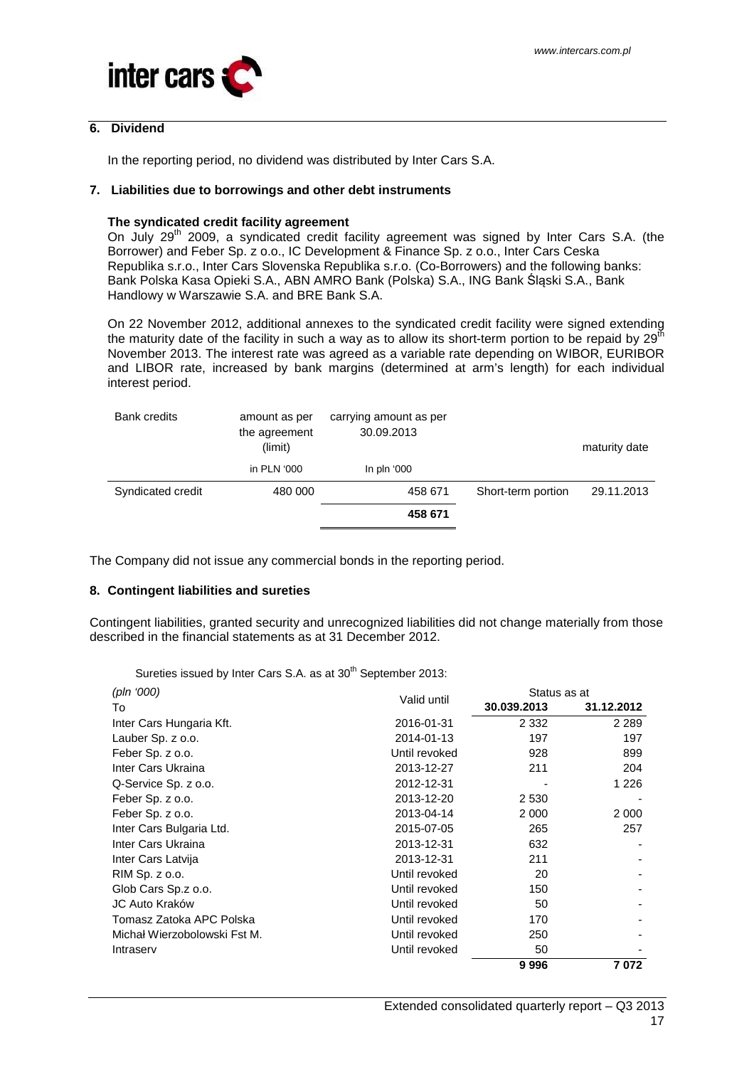## 6. Dividend

In the reporting period, no dividend was distributed by Inter Cars S.A.

## 7. Liabilities due to borrowings and other debt instruments

**The syndicated credit facility agreement**

On July 29[th] 2009, a syndicated credit facility agreement was signed by Inter Cars S.A. (the Borrower) and Feber Sp. z o.o., IC Development & Finance Sp. z o.o., Inter Cars Ceska Republika s.r.o., Inter Cars Slovenska Republika s.r.o. (Co-Borrowers) and the following banks: Bank Polska Kasa Opieki S.A., ABN AMRO Bank (Polska) S.A., ING Bank Śląski S.A., Bank Handlowy w Warszawie S.A. and BRE Bank S.A.

On 22 November 2012, additional annexes to the syndicated credit facility were signed extending the maturity date of the facility in such a way as to allow its short-term portion to be repaid by 29[th] November 2013. The interest rate was agreed as a variable rate depending on WIBOR, EURIBOR and LIBOR rate, increased by bank margins (determined at arm's length) for each individual interest period.

| Bank credits | amount as per the agreement (limit) | carrying amount as per 30.09.2013 | | maturity date |
|---|---|---|---|---|
| | in PLN '000 | In pln '000 | | |
| Syndicated credit | 480 000 | 458 671 | Short-term portion | 29.11.2013 |
| | | **458 671** | | |

The Company did not issue any commercial bonds in the reporting period.

## 8. Contingent liabilities and sureties

Contingent liabilities, granted security and unrecognized liabilities did not change materially from those described in the financial statements as at 31 December 2012.

Sureties issued by Inter Cars S.A. as at 30[th] September 2013:

| *(pln '000)* To | Valid until | Status as at 30.039.2013 | Status as at 31.12.2012 |
|---|---|---|---|
| Inter Cars Hungaria Kft. | 2016-01-31 | 2 332 | 2 289 |
| Lauber Sp. z o.o. | 2014-01-13 | 197 | 197 |
| Feber Sp. z o.o. | Until revoked | 928 | 899 |
| Inter Cars Ukraina | 2013-12-27 | 211 | 204 |
| Q-Service Sp. z o.o. | 2012-12-31 | - | 1 226 |
| Feber Sp. z o.o. | 2013-12-20 | 2 530 | - |
| Feber Sp. z o.o. | 2013-04-14 | 2 000 | 2 000 |
| Inter Cars Bulgaria Ltd. | 2015-07-05 | 265 | 257 |
| Inter Cars Ukraina | 2013-12-31 | 632 | - |
| Inter Cars Latvija | 2013-12-31 | 211 | - |
| RIM Sp. z o.o. | Until revoked | 20 | - |
| Glob Cars Sp.z o.o. | Until revoked | 150 | - |
| JC Auto Kraków | Until revoked | 50 | - |
| Tomasz Zatoka APC Polska | Until revoked | 170 | - |
| Michał Wierzobolowski Fst M. | Until revoked | 250 | - |
| Intraserv | Until revoked | 50 | - |
| | | **9 996** | **7 072** |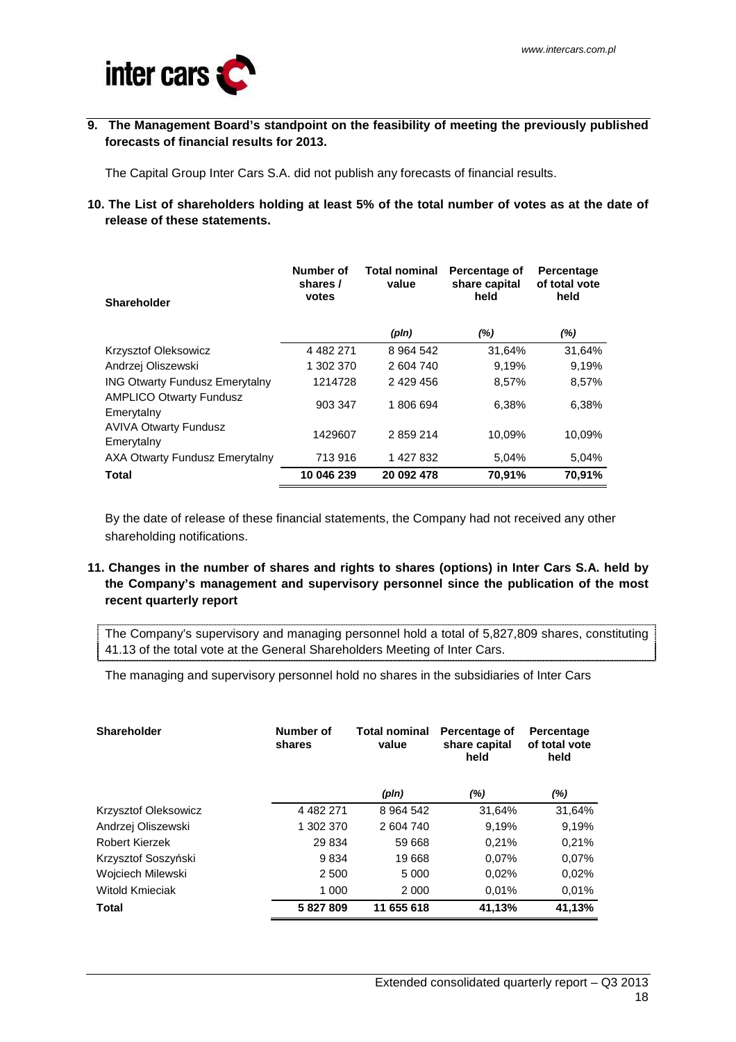## 9. The Management Board's standpoint on the feasibility of meeting the previously published forecasts of financial results for 2013.

The Capital Group Inter Cars S.A. did not publish any forecasts of financial results.

## 10. The List of shareholders holding at least 5% of the total number of votes as at the date of release of these statements.

| Shareholder | Number of shares / votes | Total nominal value | Percentage of share capital held | Percentage of total vote held |
|---|---|---|---|---|
| | | *(pln)* | *(%)* | *(%)* |
| Krzysztof Oleksowicz | 4 482 271 | 8 964 542 | 31,64% | 31,64% |
| Andrzej Oliszewski | 1 302 370 | 2 604 740 | 9,19% | 9,19% |
| ING Otwarty Fundusz Emerytalny | 1214728 | 2 429 456 | 8,57% | 8,57% |
| AMPLICO Otwarty Fundusz Emerytalny | 903 347 | 1 806 694 | 6,38% | 6,38% |
| AVIVA Otwarty Fundusz Emerytalny | 1429607 | 2 859 214 | 10,09% | 10,09% |
| AXA Otwarty Fundusz Emerytalny | 713 916 | 1 427 832 | 5,04% | 5,04% |
| **Total** | **10 046 239** | **20 092 478** | **70,91%** | **70,91%** |

By the date of release of these financial statements, the Company had not received any other shareholding notifications.

## 11. Changes in the number of shares and rights to shares (options) in Inter Cars S.A. held by the Company's management and supervisory personnel since the publication of the most recent quarterly report

The Company's supervisory and managing personnel hold a total of 5,827,809 shares, constituting 41.13 of the total vote at the General Shareholders Meeting of Inter Cars.

The managing and supervisory personnel hold no shares in the subsidiaries of Inter Cars

| Shareholder | Number of shares | Total nominal value | Percentage of share capital held | Percentage of total vote held |
|---|---|---|---|---|
| | | *(pln)* | *(%)* | *(%)* |
| Krzysztof Oleksowicz | 4 482 271 | 8 964 542 | 31,64% | 31,64% |
| Andrzej Oliszewski | 1 302 370 | 2 604 740 | 9,19% | 9,19% |
| Robert Kierzek | 29 834 | 59 668 | 0,21% | 0,21% |
| Krzysztof Soszyński | 9 834 | 19 668 | 0,07% | 0,07% |
| Wojciech Milewski | 2 500 | 5 000 | 0,02% | 0,02% |
| Witold Kmieciak | 1 000 | 2 000 | 0,01% | 0,01% |
| **Total** | **5 827 809** | **11 655 618** | **41,13%** | **41,13%** |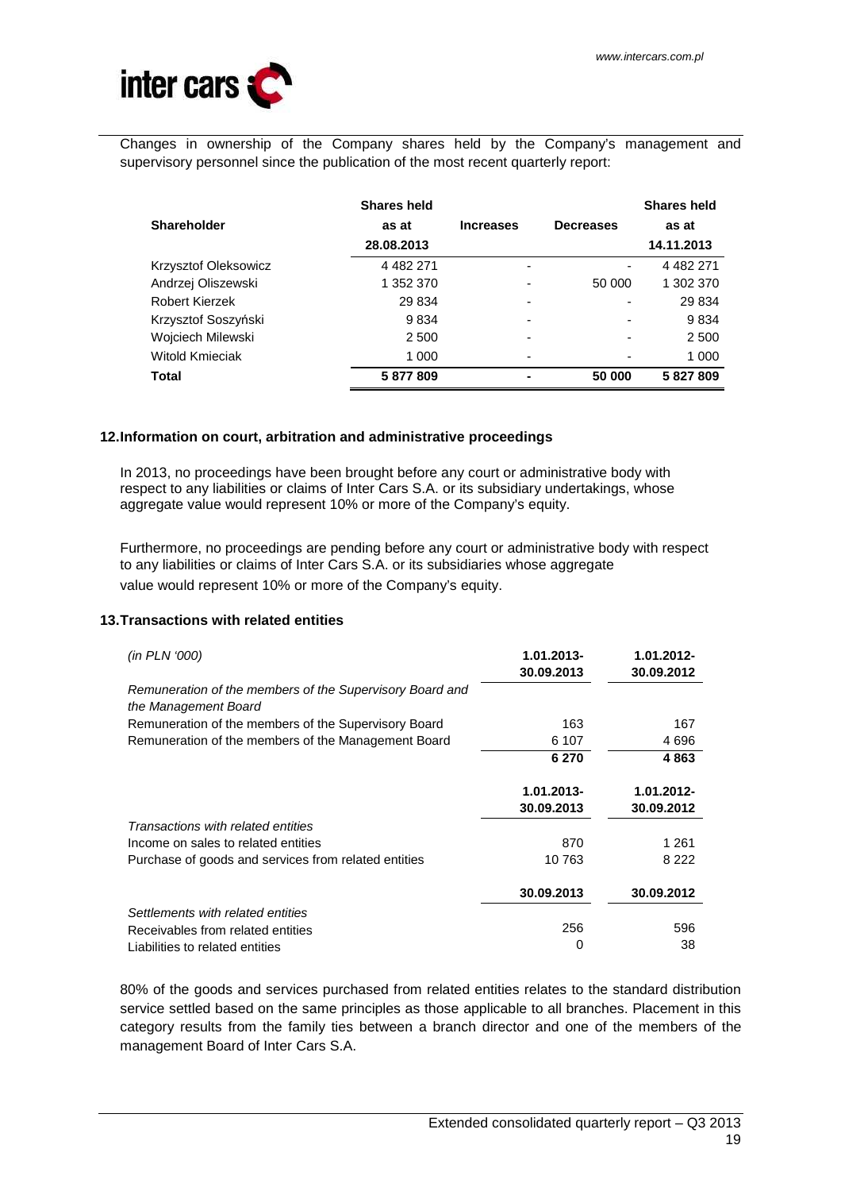Changes in ownership of the Company shares held by the Company's management and supervisory personnel since the publication of the most recent quarterly report:

| Shareholder | Shares held as at 28.08.2013 | Increases | Decreases | Shares held as at 14.11.2013 |
|---|---|---|---|---|
| Krzysztof Oleksowicz | 4 482 271 | - | - | 4 482 271 |
| Andrzej Oliszewski | 1 352 370 | - | 50 000 | 1 302 370 |
| Robert Kierzek | 29 834 | - | - | 29 834 |
| Krzysztof Soszyński | 9 834 | - | - | 9 834 |
| Wojciech Milewski | 2 500 | - | - | 2 500 |
| Witold Kmieciak | 1 000 | - | - | 1 000 |
| **Total** | **5 877 809** | **-** | **50 000** | **5 827 809** |

## 12. Information on court, arbitration and administrative proceedings

In 2013, no proceedings have been brought before any court or administrative body with respect to any liabilities or claims of Inter Cars S.A. or its subsidiary undertakings, whose aggregate value would represent 10% or more of the Company's equity.

Furthermore, no proceedings are pending before any court or administrative body with respect to any liabilities or claims of Inter Cars S.A. or its subsidiaries whose aggregate value would represent 10% or more of the Company's equity.

## 13. Transactions with related entities

| *(in PLN '000)* | 1.01.2013-30.09.2013 | 1.01.2012-30.09.2012 |
|---|---|---|
| *Remuneration of the members of the Supervisory Board and the Management Board* | | |
| Remuneration of the members of the Supervisory Board | 163 | 167 |
| Remuneration of the members of the Management Board | 6 107 | 4 696 |
| | **6 270** | **4 863** |
| | **1.01.2013-30.09.2013** | **1.01.2012-30.09.2012** |
| *Transactions with related entities* | | |
| Income on sales to related entities | 870 | 1 261 |
| Purchase of goods and services from related entities | 10 763 | 8 222 |
| | **30.09.2013** | **30.09.2012** |
| *Settlements with related entities* | | |
| Receivables from related entities | 256 | 596 |
| Liabilities to related entities | 0 | 38 |

80% of the goods and services purchased from related entities relates to the standard distribution service settled based on the same principles as those applicable to all branches. Placement in this category results from the family ties between a branch director and one of the members of the management Board of Inter Cars S.A.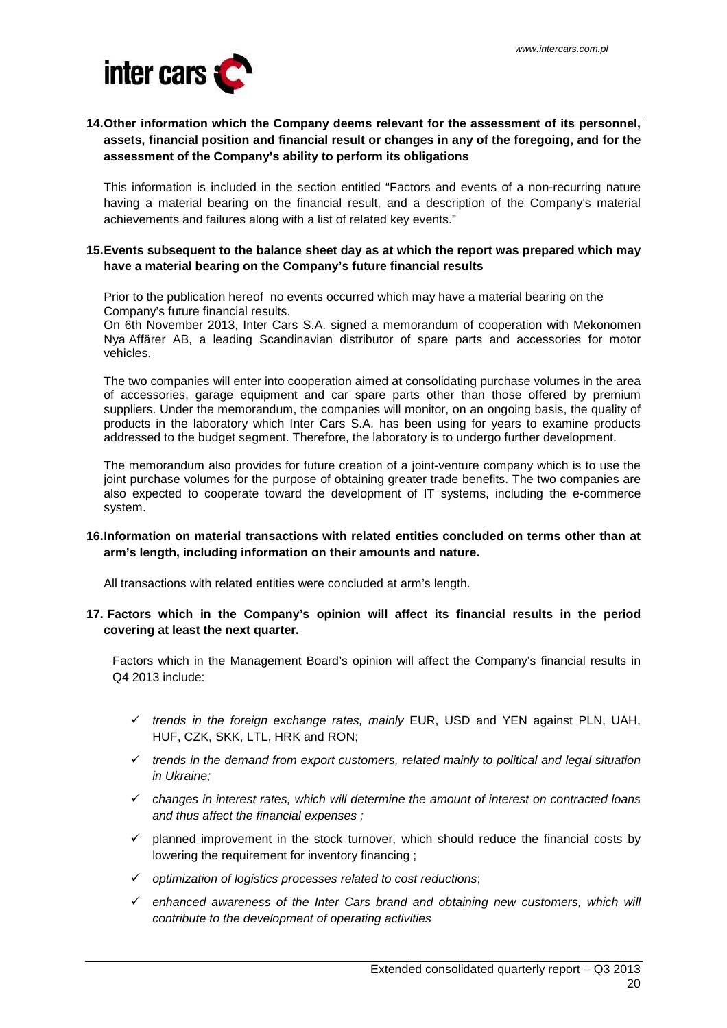## 14. Other information which the Company deems relevant for the assessment of its personnel, assets, financial position and financial result or changes in any of the foregoing, and for the assessment of the Company's ability to perform its obligations

This information is included in the section entitled "Factors and events of a non-recurring nature having a material bearing on the financial result, and a description of the Company's material achievements and failures along with a list of related key events."

## 15. Events subsequent to the balance sheet day as at which the report was prepared which may have a material bearing on the Company's future financial results

Prior to the publication hereof no events occurred which may have a material bearing on the Company's future financial results.
On 6th November 2013, Inter Cars S.A. signed a memorandum of cooperation with Mekonomen Nya Affärer AB, a leading Scandinavian distributor of spare parts and accessories for motor vehicles.

The two companies will enter into cooperation aimed at consolidating purchase volumes in the area of accessories, garage equipment and car spare parts other than those offered by premium suppliers. Under the memorandum, the companies will monitor, on an ongoing basis, the quality of products in the laboratory which Inter Cars S.A. has been using for years to examine products addressed to the budget segment. Therefore, the laboratory is to undergo further development.

The memorandum also provides for future creation of a joint-venture company which is to use the joint purchase volumes for the purpose of obtaining greater trade benefits. The two companies are also expected to cooperate toward the development of IT systems, including the e-commerce system.

## 16. Information on material transactions with related entities concluded on terms other than at arm's length, including information on their amounts and nature.

All transactions with related entities were concluded at arm's length.

## 17. Factors which in the Company's opinion will affect its financial results in the period covering at least the next quarter.

Factors which in the Management Board's opinion will affect the Company's financial results in Q4 2013 include:

- ✓ *trends in the foreign exchange rates, mainly* EUR, USD and YEN against PLN, UAH, HUF, CZK, SKK, LTL, HRK and RON;
- ✓ *trends in the demand from export customers, related mainly to political and legal situation in Ukraine;*
- ✓ *changes in interest rates, which will determine the amount of interest on contracted loans and thus affect the financial expenses ;*
- ✓ planned improvement in the stock turnover, which should reduce the financial costs by lowering the requirement for inventory financing ;
- ✓ *optimization of logistics processes related to cost reductions*;
- ✓ *enhanced awareness of the Inter Cars brand and obtaining new customers, which will contribute to the development of operating activities*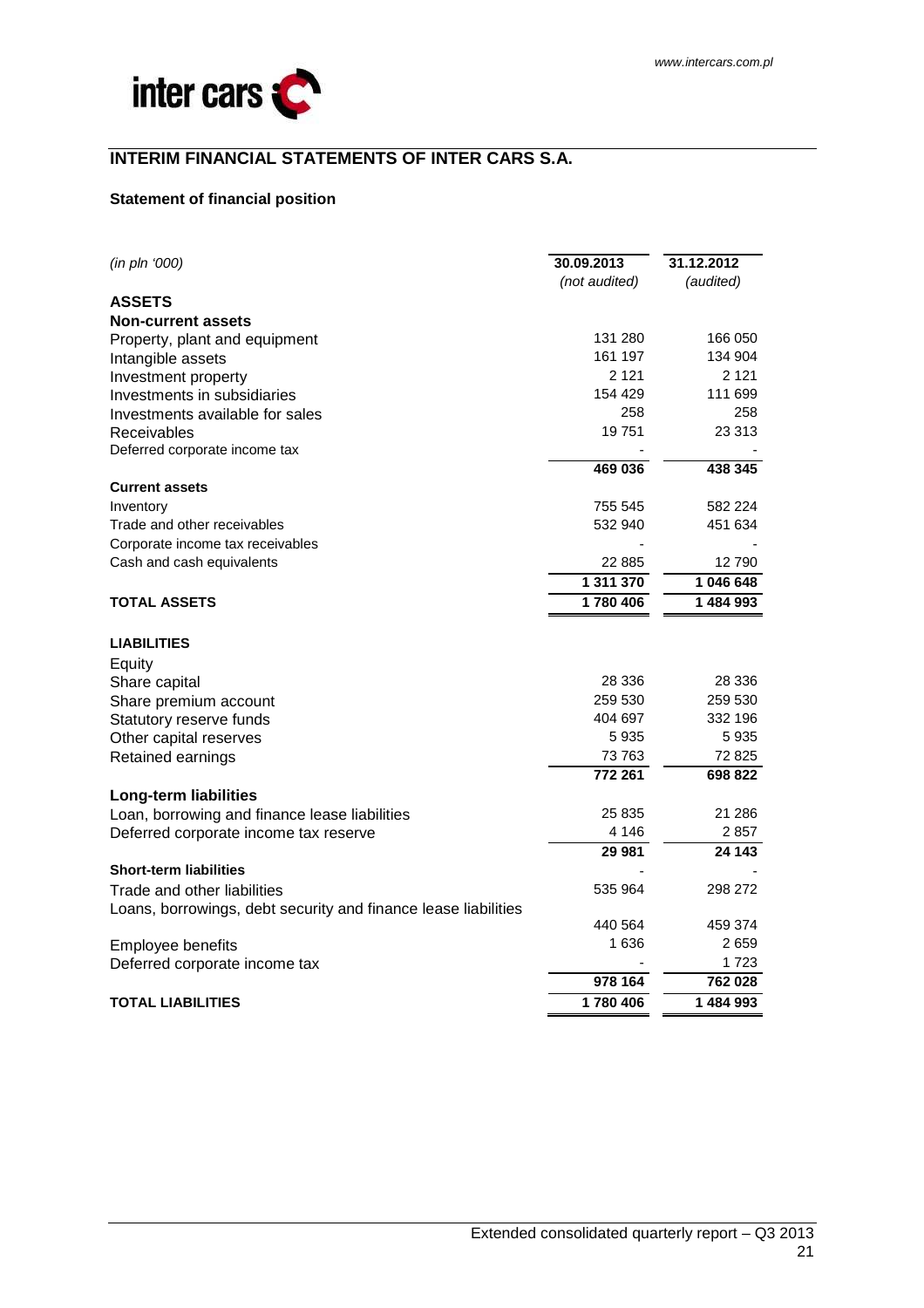## INTERIM FINANCIAL STATEMENTS OF INTER CARS S.A.

### Statement of financial position

| *(in pln '000)* | 30.09.2013 *(not audited)* | 31.12.2012 *(audited)* |
|---|---|---|
| **ASSETS** | | |
| **Non-current assets** | | |
| Property, plant and equipment | 131 280 | 166 050 |
| Intangible assets | 161 197 | 134 904 |
| Investment property | 2 121 | 2 121 |
| Investments in subsidiaries | 154 429 | 111 699 |
| Investments available for sales | 258 | 258 |
| Receivables | 19 751 | 23 313 |
| Deferred corporate income tax | - | - |
| | **469 036** | **438 345** |
| **Current assets** | | |
| Inventory | 755 545 | 582 224 |
| Trade and other receivables | 532 940 | 451 634 |
| Corporate income tax receivables | - | - |
| Cash and cash equivalents | 22 885 | 12 790 |
| | **1 311 370** | **1 046 648** |
| **TOTAL ASSETS** | **1 780 406** | **1 484 993** |
| | | |
| **LIABILITIES** | | |
| Equity | | |
| Share capital | 28 336 | 28 336 |
| Share premium account | 259 530 | 259 530 |
| Statutory reserve funds | 404 697 | 332 196 |
| Other capital reserves | 5 935 | 5 935 |
| Retained earnings | 73 763 | 72 825 |
| | **772 261** | **698 822** |
| **Long-term liabilities** | | |
| Loan, borrowing and finance lease liabilities | 25 835 | 21 286 |
| Deferred corporate income tax reserve | 4 146 | 2 857 |
| | **29 981** | **24 143** |
| **Short-term liabilities** | - | - |
| Trade and other liabilities | 535 964 | 298 272 |
| Loans, borrowings, debt security and finance lease liabilities | 440 564 | 459 374 |
| Employee benefits | 1 636 | 2 659 |
| Deferred corporate income tax | - | 1 723 |
| | **978 164** | **762 028** |
| **TOTAL LIABILITIES** | **1 780 406** | **1 484 993** |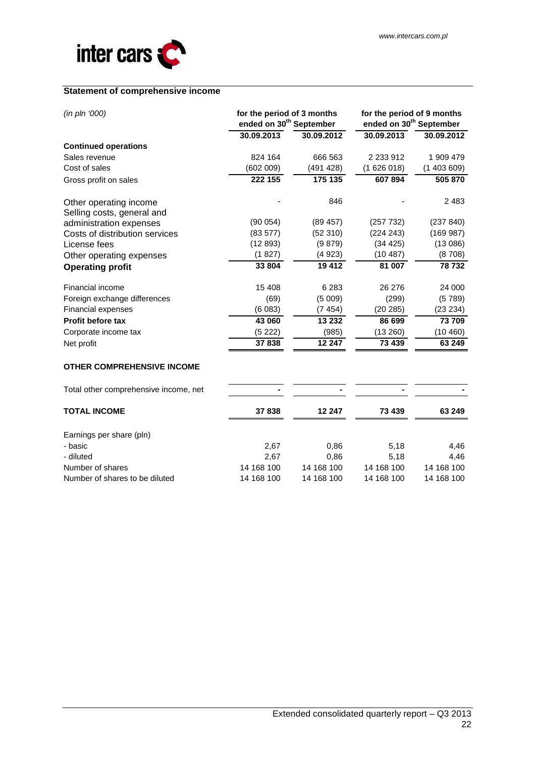## Statement of comprehensive income

| *(in pln '000)* | for the period of 3 months ended on 30th September | | for the period of 9 months ended on 30th September | |
|---|---|---|---|---|
| | 30.09.2013 | 30.09.2012 | 30.09.2013 | 30.09.2012 |
| **Continued operations** | | | | |
| Sales revenue | 824 164 | 666 563 | 2 233 912 | 1 909 479 |
| Cost of sales | (602 009) | (491 428) | (1 626 018) | (1 403 609) |
| Gross profit on sales | 222 155 | 175 135 | 607 894 | 505 870 |
| Other operating income | - | 846 | - | 2 483 |
| Selling costs, general and administration expenses | (90 054) | (89 457) | (257 732) | (237 840) |
| Costs of distribution services | (83 577) | (52 310) | (224 243) | (169 987) |
| License fees | (12 893) | (9 879) | (34 425) | (13 086) |
| Other operating expenses | (1 827) | (4 923) | (10 487) | (8 708) |
| **Operating profit** | 33 804 | 19 412 | 81 007 | 78 732 |
| Financial income | 15 408 | 6 283 | 26 276 | 24 000 |
| Foreign exchange differences | (69) | (5 009) | (299) | (5 789) |
| Financial expenses | (6 083) | (7 454) | (20 285) | (23 234) |
| **Profit before tax** | 43 060 | 13 232 | 86 699 | 73 709 |
| Corporate income tax | (5 222) | (985) | (13 260) | (10 460) |
| Net profit | 37 838 | 12 247 | 73 439 | 63 249 |
| **OTHER COMPREHENSIVE INCOME** | | | | |
| Total other comprehensive income, net | - | - | - | - |
| **TOTAL INCOME** | 37 838 | 12 247 | 73 439 | 63 249 |
| Earnings per share (pln) | | | | |
| - basic | 2,67 | 0,86 | 5,18 | 4,46 |
| - diluted | 2,67 | 0,86 | 5,18 | 4,46 |
| Number of shares | 14 168 100 | 14 168 100 | 14 168 100 | 14 168 100 |
| Number of shares to be diluted | 14 168 100 | 14 168 100 | 14 168 100 | 14 168 100 |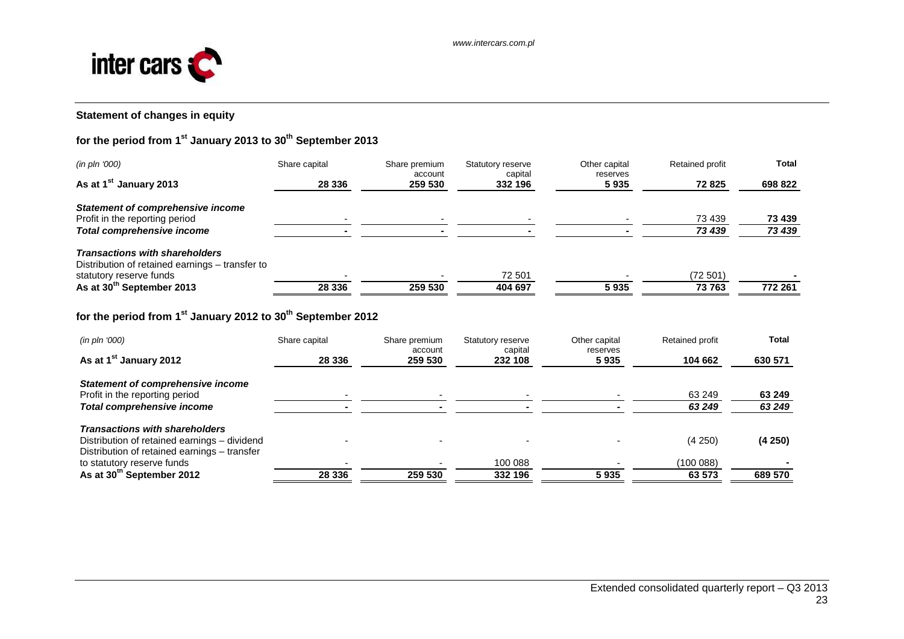## Statement of changes in equity

### for the period from 1st January 2013 to 30th September 2013

| *(in pln '000)* | Share capital | Share premium account | Statutory reserve capital | Other capital reserves | Retained profit | Total |
|---|---|---|---|---|---|---|
| **As at 1st January 2013** | **28 336** | **259 530** | **332 196** | **5 935** | **72 825** | **698 822** |
| ***Statement of comprehensive income*** | | | | | | |
| Profit in the reporting period | - | - | - | - | 73 439 | **73 439** |
| ***Total comprehensive income*** | **-** | **-** | **-** | **-** | ***73 439*** | ***73 439*** |
| ***Transactions with shareholders*** | | | | | | |
| Distribution of retained earnings – transfer to statutory reserve funds | - | - | 72 501 | - | (72 501) | **-** |
| **As at 30th September 2013** | **28 336** | **259 530** | **404 697** | **5 935** | **73 763** | **772 261** |

### for the period from 1st January 2012 to 30th September 2012

| *(in pln '000)* | Share capital | Share premium account | Statutory reserve capital | Other capital reserves | Retained profit | Total |
|---|---|---|---|---|---|---|
| **As at 1st January 2012** | **28 336** | **259 530** | **232 108** | **5 935** | **104 662** | **630 571** |
| ***Statement of comprehensive income*** | | | | | | |
| Profit in the reporting period | - | - | - | - | 63 249 | **63 249** |
| ***Total comprehensive income*** | **-** | **-** | **-** | **-** | ***63 249*** | ***63 249*** |
| ***Transactions with shareholders*** | | | | | | |
| Distribution of retained earnings – dividend | - | - | - | - | (4 250) | **(4 250)** |
| Distribution of retained earnings – transfer to statutory reserve funds | - | - | 100 088 | - | (100 088) | **-** |
| **As at 30th September 2012** | **28 336** | **259 530** | **332 196** | **5 935** | **63 573** | **689 570** |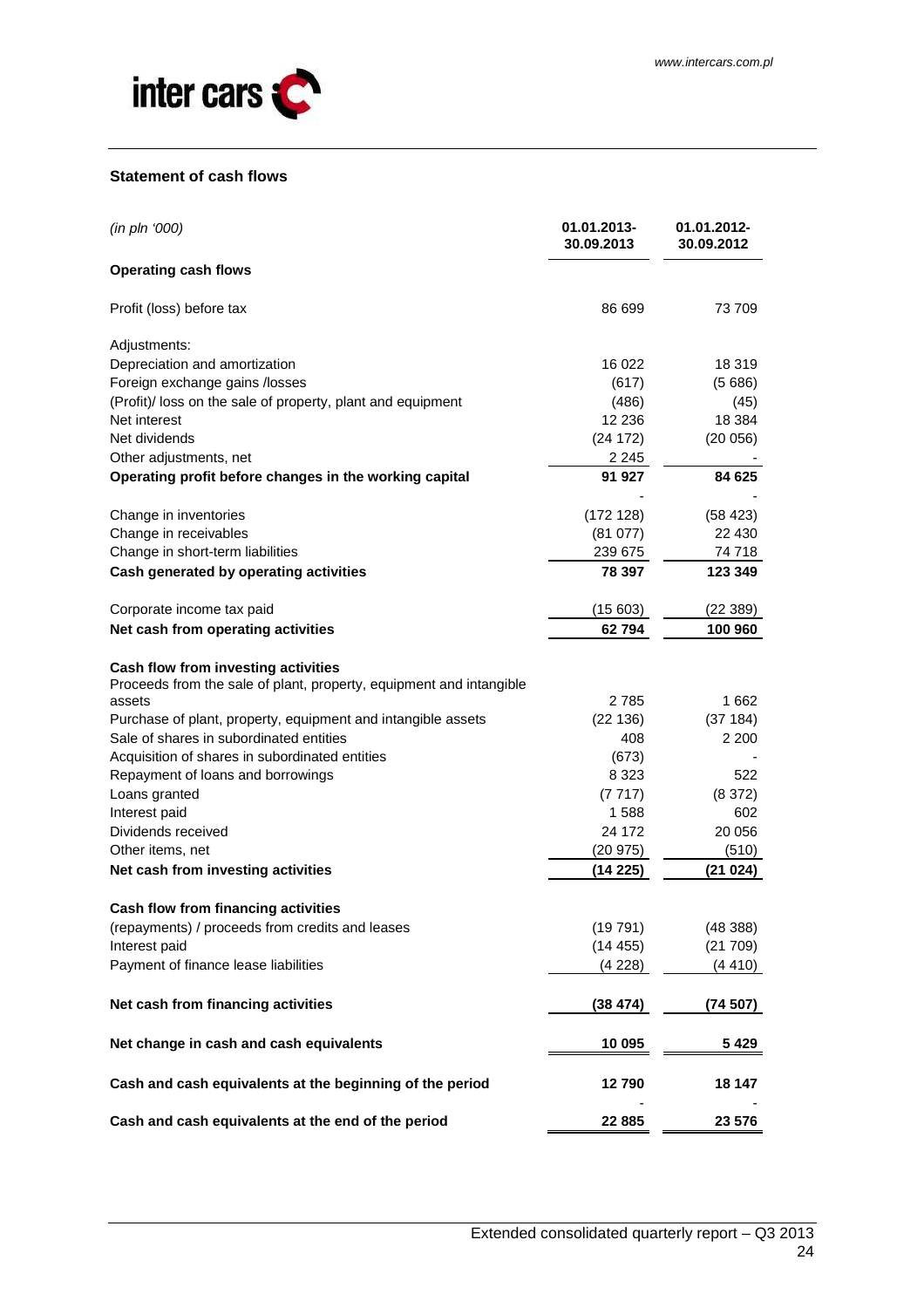## Statement of cash flows

| *(in pln '000)* | 01.01.2013-30.09.2013 | 01.01.2012-30.09.2012 |
|---|---|---|
| **Operating cash flows** | | |
| Profit (loss) before tax | 86 699 | 73 709 |
| Adjustments: | | |
| Depreciation and amortization | 16 022 | 18 319 |
| Foreign exchange gains /losses | (617) | (5 686) |
| (Profit)/ loss on the sale of property, plant and equipment | (486) | (45) |
| Net interest | 12 236 | 18 384 |
| Net dividends | (24 172) | (20 056) |
| Other adjustments, net | 2 245 | - |
| **Operating profit before changes in the working capital** | **91 927** | **84 625** |
| | - | - |
| Change in inventories | (172 128) | (58 423) |
| Change in receivables | (81 077) | 22 430 |
| Change in short-term liabilities | 239 675 | 74 718 |
| **Cash generated by operating activities** | **78 397** | **123 349** |
| Corporate income tax paid | (15 603) | (22 389) |
| **Net cash from operating activities** | **62 794** | **100 960** |
| **Cash flow from investing activities** | | |
| Proceeds from the sale of plant, property, equipment and intangible assets | 2 785 | 1 662 |
| Purchase of plant, property, equipment and intangible assets | (22 136) | (37 184) |
| Sale of shares in subordinated entities | 408 | 2 200 |
| Acquisition of shares in subordinated entities | (673) | - |
| Repayment of loans and borrowings | 8 323 | 522 |
| Loans granted | (7 717) | (8 372) |
| Interest paid | 1 588 | 602 |
| Dividends received | 24 172 | 20 056 |
| Other items, net | (20 975) | (510) |
| **Net cash from investing activities** | **(14 225)** | **(21 024)** |
| **Cash flow from financing activities** | | |
| (repayments) / proceeds from credits and leases | (19 791) | (48 388) |
| Interest paid | (14 455) | (21 709) |
| Payment of finance lease liabilities | (4 228) | (4 410) |
| **Net cash from financing activities** | **(38 474)** | **(74 507)** |
| **Net change in cash and cash equivalents** | **10 095** | **5 429** |
| **Cash and cash equivalents at the beginning of the period** | **12 790** | **18 147** |
| | - | - |
| **Cash and cash equivalents at the end of the period** | **22 885** | **23 576** |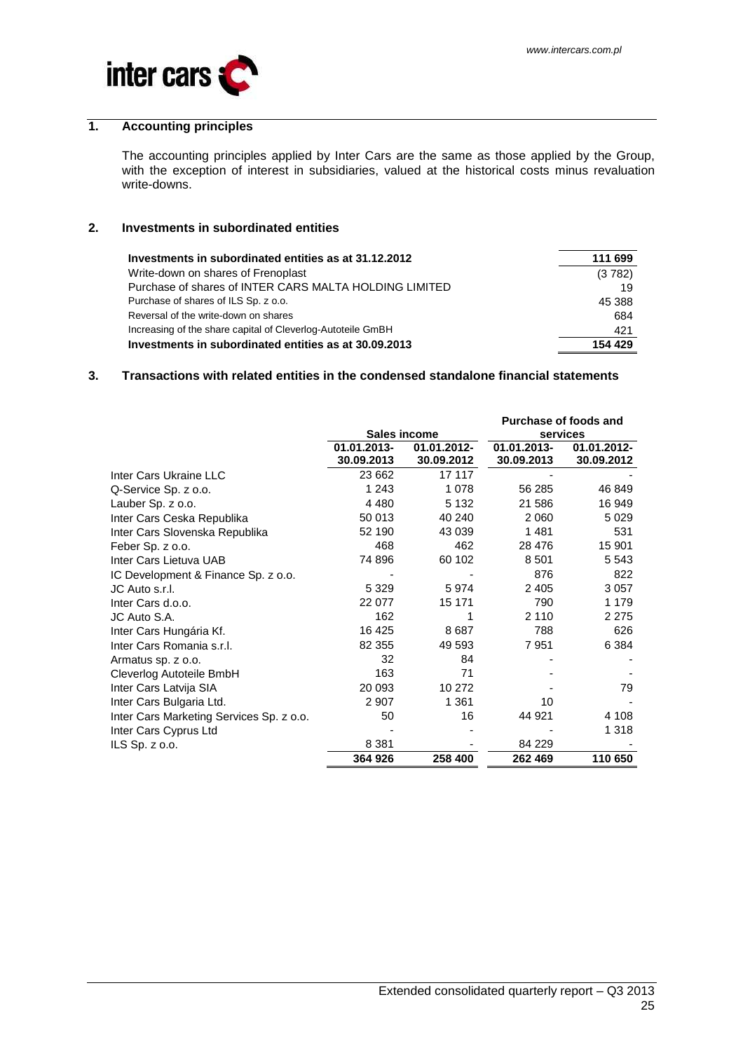## 1. Accounting principles

The accounting principles applied by Inter Cars are the same as those applied by the Group, with the exception of interest in subsidiaries, valued at the historical costs minus revaluation write-downs.

## 2. Investments in subordinated entities

| | |
|---|---|
| **Investments in subordinated entities as at 31.12.2012** | **111 699** |
| Write-down on shares of Frenoplast | (3 782) |
| Purchase of shares of INTER CARS MALTA HOLDING LIMITED | 19 |
| Purchase of shares of ILS Sp. z o.o. | 45 388 |
| Reversal of the write-down on shares | 684 |
| Increasing of the share capital of Cleverlog-Autoteile GmBH | 421 |
| **Investments in subordinated entities as at 30.09.2013** | **154 429** |

## 3. Transactions with related entities in the condensed standalone financial statements

| | **Sales income** | | **Purchase of foods and services** | |
|---|---|---|---|---|
| | **01.01.2013-30.09.2013** | **01.01.2012-30.09.2012** | **01.01.2013-30.09.2013** | **01.01.2012-30.09.2012** |
| Inter Cars Ukraine LLC | 23 662 | 17 117 | - | - |
| Q-Service Sp. z o.o. | 1 243 | 1 078 | 56 285 | 46 849 |
| Lauber Sp. z o.o. | 4 480 | 5 132 | 21 586 | 16 949 |
| Inter Cars Ceska Republika | 50 013 | 40 240 | 2 060 | 5 029 |
| Inter Cars Slovenska Republika | 52 190 | 43 039 | 1 481 | 531 |
| Feber Sp. z o.o. | 468 | 462 | 28 476 | 15 901 |
| Inter Cars Lietuva UAB | 74 896 | 60 102 | 8 501 | 5 543 |
| IC Development & Finance Sp. z o.o. | - | - | 876 | 822 |
| JC Auto s.r.l. | 5 329 | 5 974 | 2 405 | 3 057 |
| Inter Cars d.o.o. | 22 077 | 15 171 | 790 | 1 179 |
| JC Auto S.A. | 162 | 1 | 2 110 | 2 275 |
| Inter Cars Hungária Kf. | 16 425 | 8 687 | 788 | 626 |
| Inter Cars Romania s.r.l. | 82 355 | 49 593 | 7 951 | 6 384 |
| Armatus sp. z o.o. | 32 | 84 | - | - |
| Cleverlog Autoteile BmbH | 163 | 71 | - | - |
| Inter Cars Latvija SIA | 20 093 | 10 272 | - | 79 |
| Inter Cars Bulgaria Ltd. | 2 907 | 1 361 | 10 | - |
| Inter Cars Marketing Services Sp. z o.o. | 50 | 16 | 44 921 | 4 108 |
| Inter Cars Cyprus Ltd | - | - | - | 1 318 |
| ILS Sp. z o.o. | 8 381 | - | 84 229 | - |
| | **364 926** | **258 400** | **262 469** | **110 650** |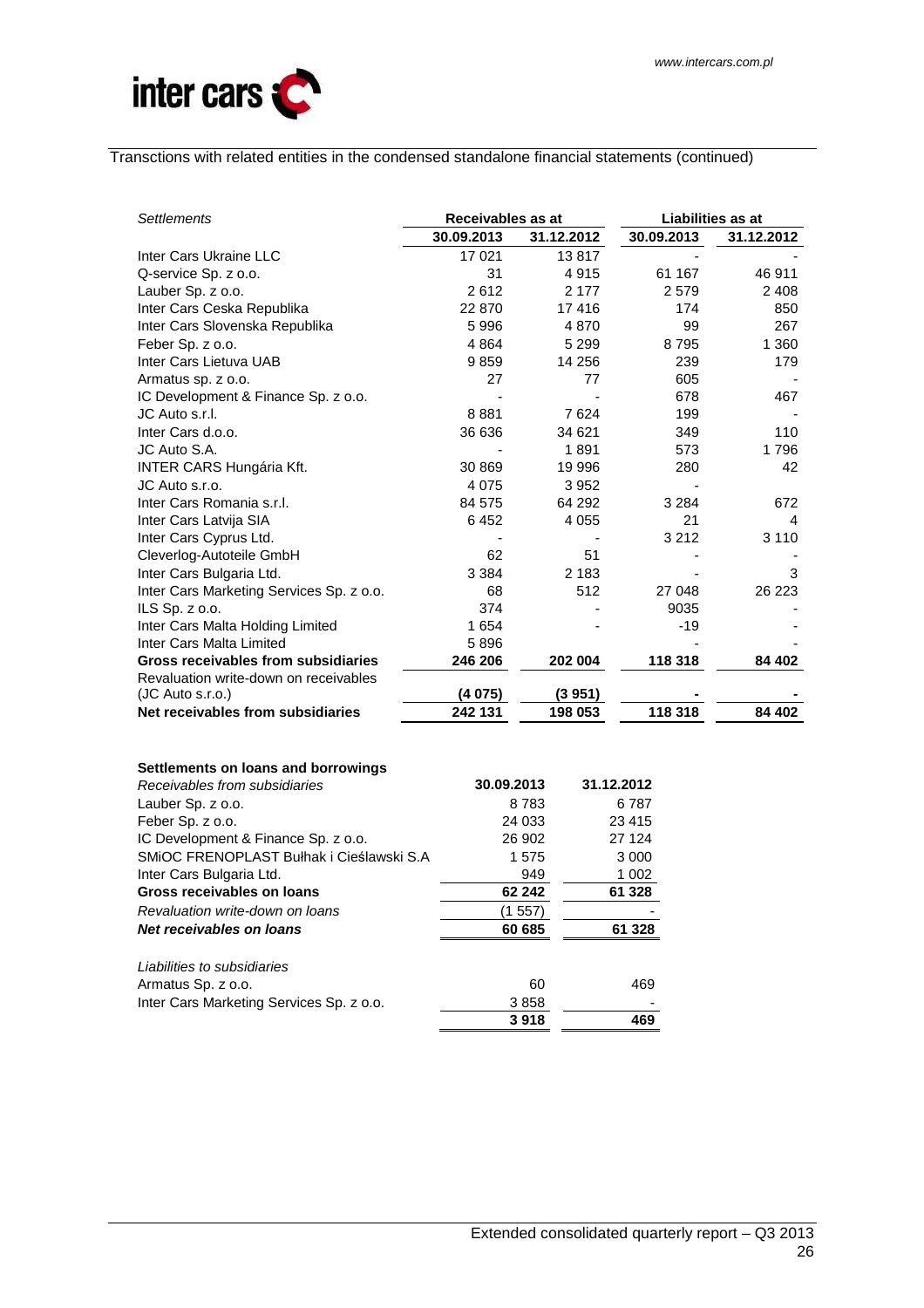Transctions with related entities in the condensed standalone financial statements (continued)

| *Settlements* | Receivables as at | | Liabilities as at | |
|---|---|---|---|---|
| | 30.09.2013 | 31.12.2012 | 30.09.2013 | 31.12.2012 |
| Inter Cars Ukraine LLC | 17 021 | 13 817 | - | - |
| Q-service Sp. z o.o. | 31 | 4 915 | 61 167 | 46 911 |
| Lauber Sp. z o.o. | 2 612 | 2 177 | 2 579 | 2 408 |
| Inter Cars Ceska Republika | 22 870 | 17 416 | 174 | 850 |
| Inter Cars Slovenska Republika | 5 996 | 4 870 | 99 | 267 |
| Feber Sp. z o.o. | 4 864 | 5 299 | 8 795 | 1 360 |
| Inter Cars Lietuva UAB | 9 859 | 14 256 | 239 | 179 |
| Armatus sp. z o.o. | 27 | 77 | 605 | - |
| IC Development & Finance Sp. z o.o. | - | - | 678 | 467 |
| JC Auto s.r.l. | 8 881 | 7 624 | 199 | - |
| Inter Cars d.o.o. | 36 636 | 34 621 | 349 | 110 |
| JC Auto S.A. | - | 1 891 | 573 | 1 796 |
| INTER CARS Hungária Kft. | 30 869 | 19 996 | 280 | 42 |
| JC Auto s.r.o. | 4 075 | 3 952 | - | |
| Inter Cars Romania s.r.l. | 84 575 | 64 292 | 3 284 | 672 |
| Inter Cars Latvija SIA | 6 452 | 4 055 | 21 | 4 |
| Inter Cars Cyprus Ltd. | - | - | 3 212 | 3 110 |
| Cleverlog-Autoteile GmbH | 62 | 51 | - | - |
| Inter Cars Bulgaria Ltd. | 3 384 | 2 183 | - | 3 |
| Inter Cars Marketing Services Sp. z o.o. | 68 | 512 | 27 048 | 26 223 |
| ILS Sp. z o.o. | 374 | - | 9035 | - |
| Inter Cars Malta Holding Limited | 1 654 | - | -19 | - |
| Inter Cars Malta Limited | 5 896 | | - | - |
| **Gross receivables from subsidiaries** | **246 206** | **202 004** | **118 318** | **84 402** |
| Revaluation write-down on receivables (JC Auto s.r.o.) | **(4 075)** | **(3 951)** | **-** | **-** |
| **Net receivables from subsidiaries** | **242 131** | **198 053** | **118 318** | **84 402** |

**Settlements on loans and borrowings**

| *Receivables from subsidiaries* | 30.09.2013 | 31.12.2012 |
|---|---|---|
| Lauber Sp. z o.o. | 8 783 | 6 787 |
| Feber Sp. z o.o. | 24 033 | 23 415 |
| IC Development & Finance Sp. z o.o. | 26 902 | 27 124 |
| SMiOC FRENOPLAST Bułhak i Cieślawski S.A | 1 575 | 3 000 |
| Inter Cars Bulgaria Ltd. | 949 | 1 002 |
| **Gross receivables on loans** | **62 242** | **61 328** |
| *Revaluation write-down on loans* | (1 557) | - |
| ***Net receivables on loans*** | **60 685** | **61 328** |
| | | |
| *Liabilities to subsidiaries* | | |
| Armatus Sp. z o.o. | 60 | 469 |
| Inter Cars Marketing Services Sp. z o.o. | 3 858 | - |
| | **3 918** | **469** |